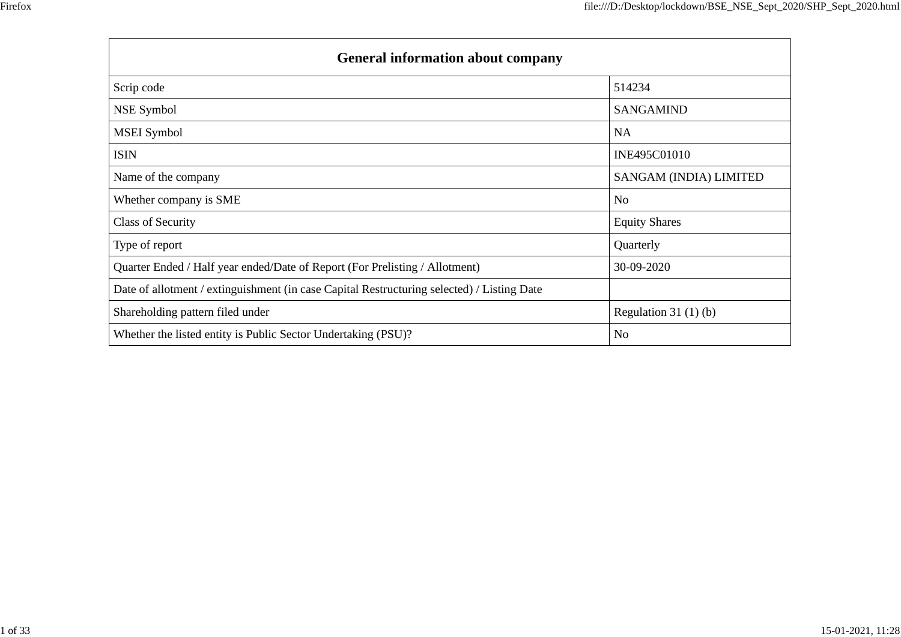| General information about company | |
|---|---|
| Scrip code | 514234 |
| NSE Symbol | SANGAMIND |
| MSEI Symbol | NA |
| ISIN | INE495C01010 |
| Name of the company | SANGAM (INDIA) LIMITED |
| Whether company is SME | No |
| Class of Security | Equity Shares |
| Type of report | Quarterly |
| Quarter Ended / Half year ended/Date of Report (For Prelisting / Allotment) | 30-09-2020 |
| Date of allotment / extinguishment (in case Capital Restructuring selected) / Listing Date | |
| Shareholding pattern filed under | Regulation 31 (1) (b) |
| Whether the listed entity is Public Sector Undertaking (PSU)? | No |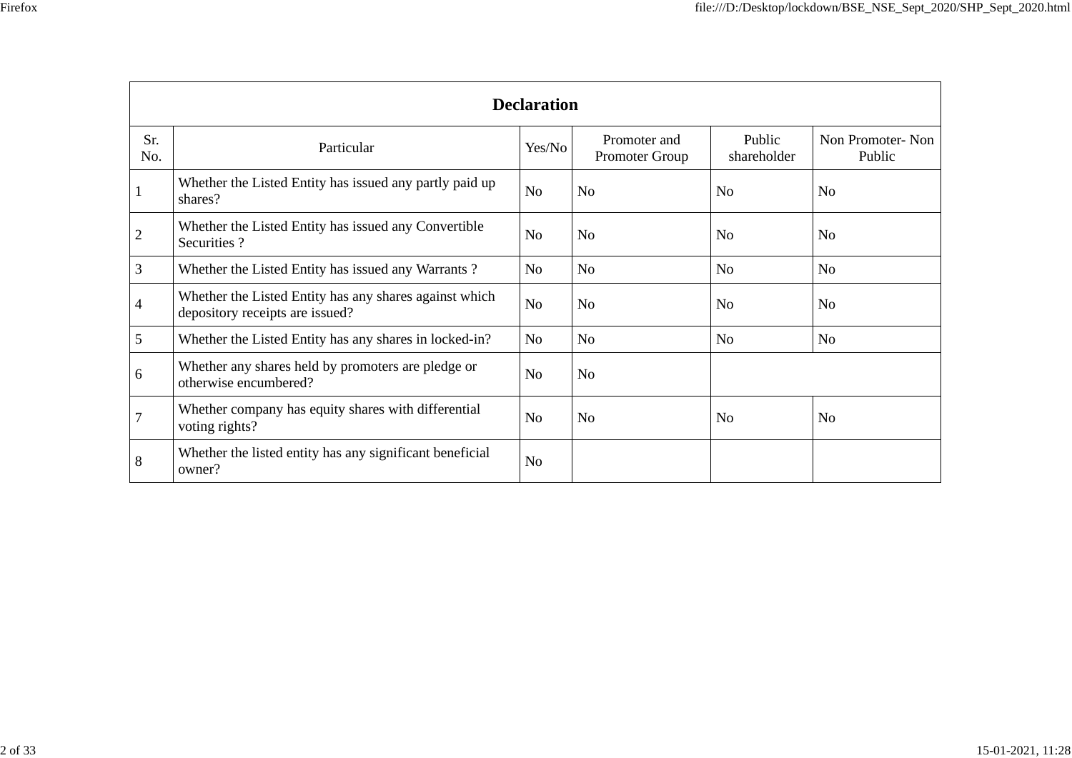| Declaration | | | | | |
|---|---|---|---|---|---|
| Sr. No. | Particular | Yes/No | Promoter and Promoter Group | Public shareholder | Non Promoter- Non Public |
| 1 | Whether the Listed Entity has issued any partly paid up shares? | No | No | No | No |
| 2 | Whether the Listed Entity has issued any Convertible Securities ? | No | No | No | No |
| 3 | Whether the Listed Entity has issued any Warrants ? | No | No | No | No |
| 4 | Whether the Listed Entity has any shares against which depository receipts are issued? | No | No | No | No |
| 5 | Whether the Listed Entity has any shares in locked-in? | No | No | No | No |
| 6 | Whether any shares held by promoters are pledge or otherwise encumbered? | No | No | | |
| 7 | Whether company has equity shares with differential voting rights? | No | No | No | No |
| 8 | Whether the listed entity has any significant beneficial owner? | No | | | |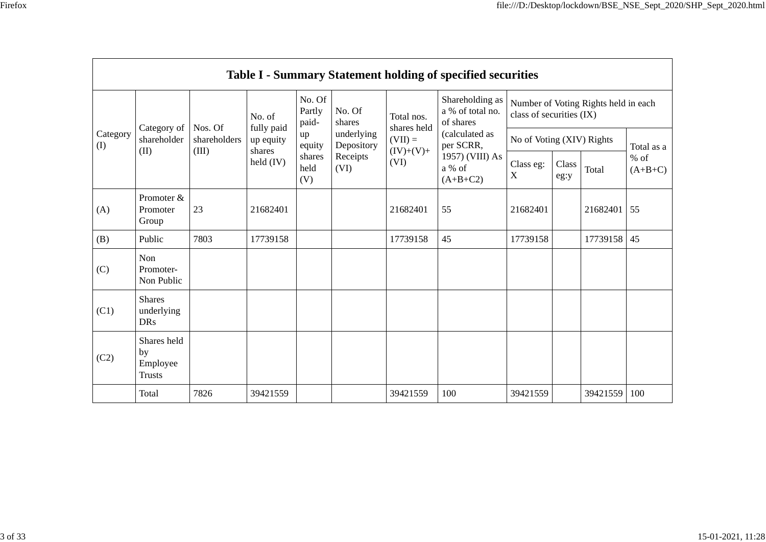| Table I - Summary Statement holding of specified securities | | | | | | | | | | | |
|---|---|---|---|---|---|---|---|---|---|---|---|
| Category (I) | Category of shareholder (II) | Nos. Of shareholders (III) | No. of fully paid up equity shares held (IV) | No. Of Partly paid-up equity shares held (V) | No. Of shares underlying Depository Receipts (VI) | Total nos. shares held (VII) = (IV)+(V)+ (VI) | Shareholding as a % of total no. of shares (calculated as per SCRR, 1957) (VIII) As a % of (A+B+C2) | Number of Voting Rights held in each class of securities (IX) | | | |
| | | | | | | | | No of Voting (XIV) Rights | | | Total as a % of (A+B+C) |
| | | | | | | | | Class eg: X | Class eg:y | Total | |
| (A) | Promoter & Promoter Group | 23 | 21682401 | | | 21682401 | 55 | 21682401 | | 21682401 | 55 |
| (B) | Public | 7803 | 17739158 | | | 17739158 | 45 | 17739158 | | 17739158 | 45 |
| (C) | Non Promoter- Non Public | | | | | | | | | | |
| (C1) | Shares underlying DRs | | | | | | | | | | |
| (C2) | Shares held by Employee Trusts | | | | | | | | | | |
| | Total | 7826 | 39421559 | | | 39421559 | 100 | 39421559 | | 39421559 | 100 |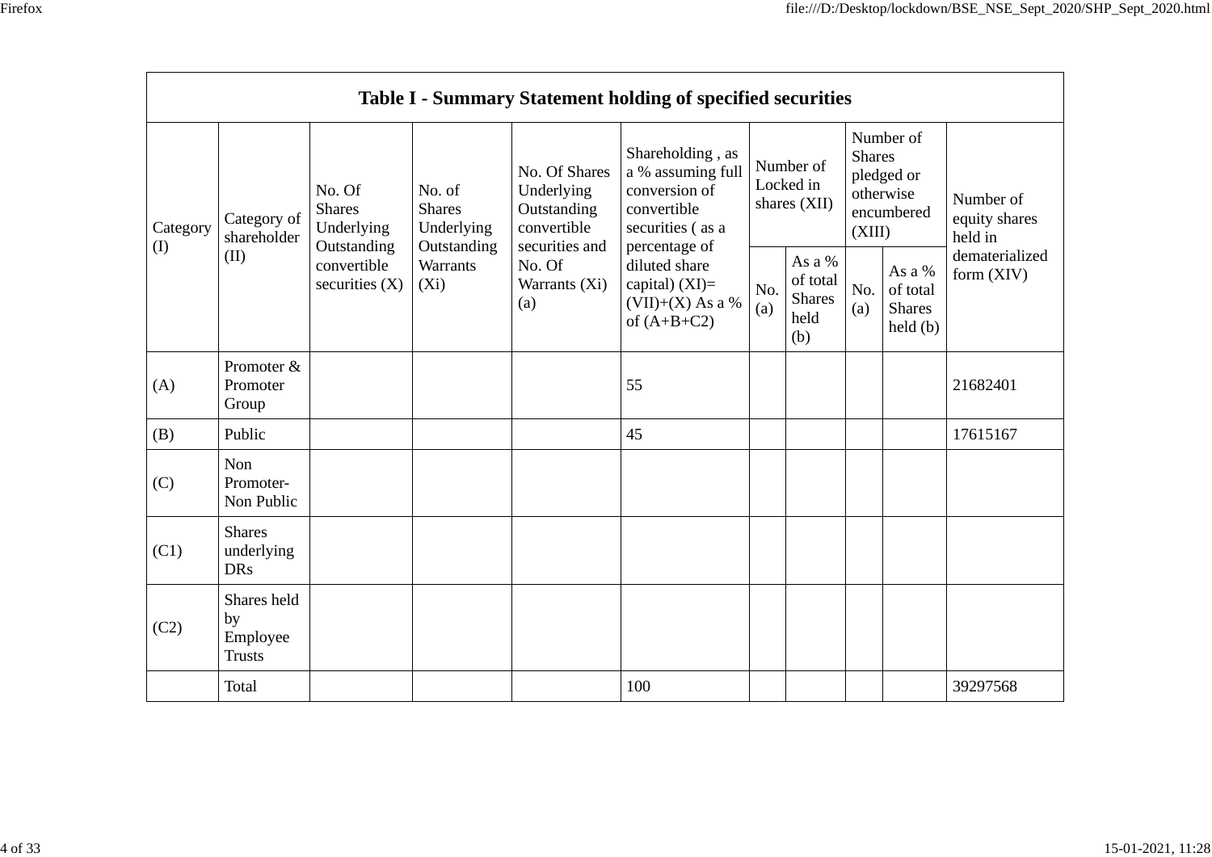| Table I - Summary Statement holding of specified securities | | | | | | | | | | |
|---|---|---|---|---|---|---|---|---|---|---|
| Category (I) | Category of shareholder (II) | No. Of Shares Underlying Outstanding convertible securities (X) | No. of Shares Underlying Outstanding Warrants (Xi) | No. Of Shares Underlying Outstanding convertible securities and No. Of Warrants (Xi) (a) | Shareholding , as a % assuming full conversion of convertible securities ( as a percentage of diluted share capital) (XI)= (VII)+(X) As a % of (A+B+C2) | Number of Locked in shares (XII) | | Number of Shares pledged or otherwise encumbered (XIII) | | Number of equity shares held in dematerialized form (XIV) |
| | | | | | | No. (a) | As a % of total Shares held (b) | No. (a) | As a % of total Shares held (b) | |
| (A) | Promoter & Promoter Group | | | | 55 | | | | | 21682401 |
| (B) | Public | | | | 45 | | | | | 17615167 |
| (C) | Non Promoter- Non Public | | | | | | | | | |
| (C1) | Shares underlying DRs | | | | | | | | | |
| (C2) | Shares held by Employee Trusts | | | | | | | | | |
| | Total | | | | 100 | | | | | 39297568 |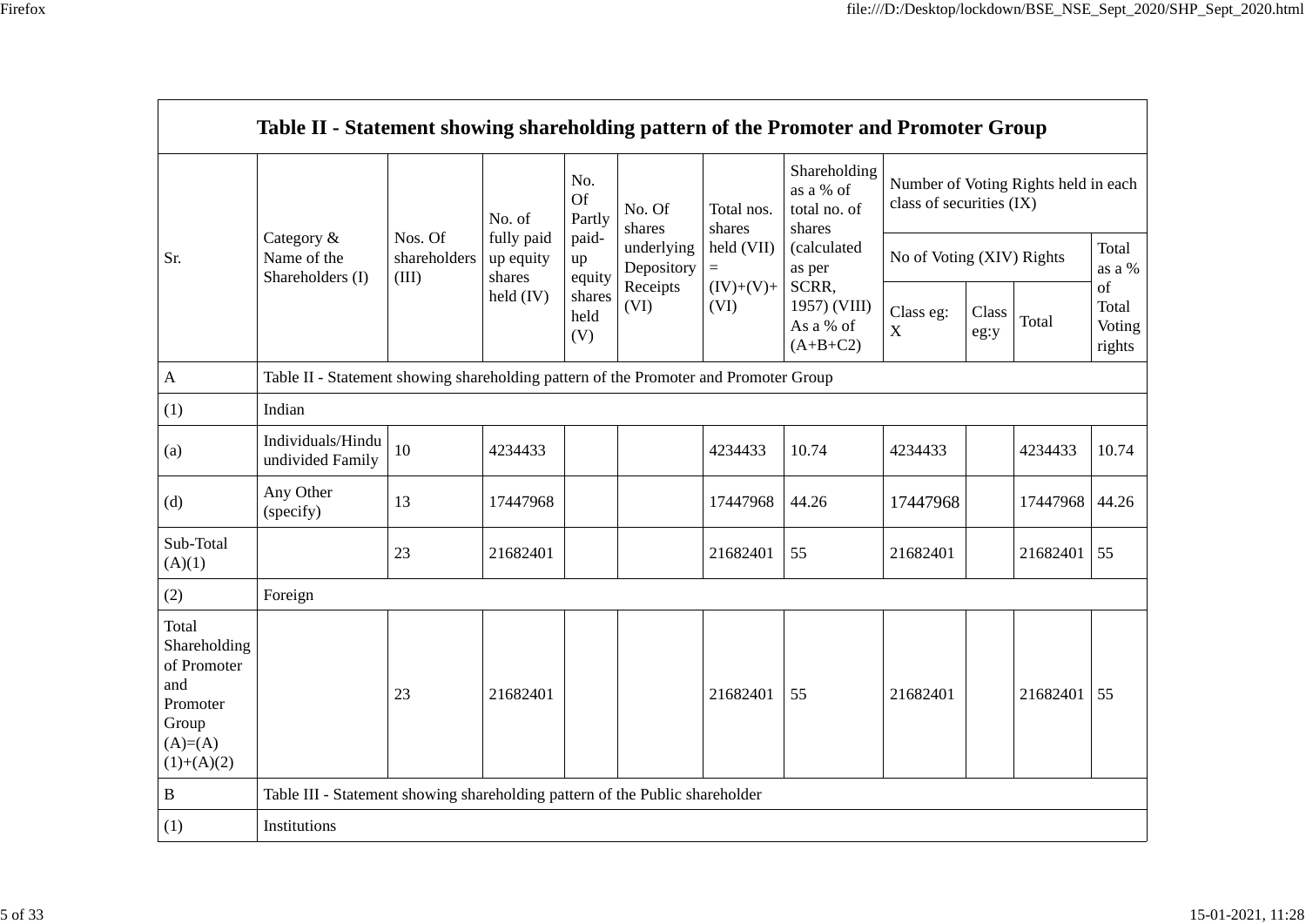| Table II - Statement showing shareholding pattern of the Promoter and Promoter Group | | | | | | | | | | | | |
|---|---|---|---|---|---|---|---|---|---|---|---|---|
| Sr. | Category & Name of the Shareholders (I) | Nos. Of shareholders (III) | No. of fully paid up equity shares held (IV) | No. Of Partly paid-up equity shares held (V) | No. Of shares underlying Depository Receipts (VI) | Total nos. shares held (VII) = (IV)+(V)+ (VI) | Shareholding as a % of total no. of shares (calculated as per SCRR, 1957) (VIII) As a % of (A+B+C2) | Number of Voting Rights held in each class of securities (IX) | | | |
| | | | | | | | | No of Voting (XIV) Rights | | | Total as a % of Total Voting rights |
| | | | | | | | | Class eg: X | Class eg:y | Total | |
| A | Table II - Statement showing shareholding pattern of the Promoter and Promoter Group | | | | | | | | | | |
| (1) | Indian | | | | | | | | | | |
| (a) | Individuals/Hindu undivided Family | 10 | 4234433 | | | 4234433 | 10.74 | 4234433 | | 4234433 | 10.74 |
| (d) | Any Other (specify) | 13 | 17447968 | | | 17447968 | 44.26 | 17447968 | | 17447968 | 44.26 |
| Sub-Total (A)(1) | | 23 | 21682401 | | | 21682401 | 55 | 21682401 | | 21682401 | 55 |
| (2) | Foreign | | | | | | | | | | |
| Total Shareholding of Promoter and Promoter Group (A)=(A)(1)+(A)(2) | | 23 | 21682401 | | | 21682401 | 55 | 21682401 | | 21682401 | 55 |
| B | Table III - Statement showing shareholding pattern of the Public shareholder | | | | | | | | | | |
| (1) | Institutions | | | | | | | | | | |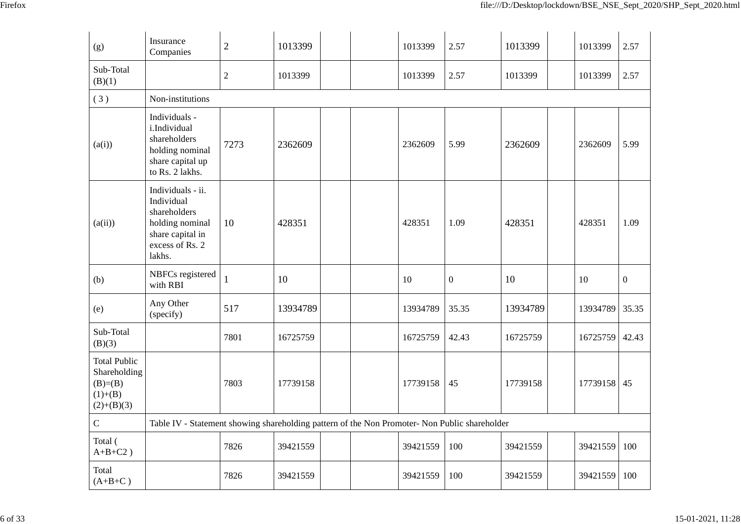| (g) | Insurance Companies | 2 | 1013399 | | | 1013399 | 2.57 | 1013399 | | 1013399 | 2.57 |
|---|---|---|---|---|---|---|---|---|---|---|---|
| Sub-Total (B)(1) | | 2 | 1013399 | | | 1013399 | 2.57 | 1013399 | | 1013399 | 2.57 |
| ( 3 ) | Non-institutions | | | | | | | | | | |
| (a(i)) | Individuals - i.Individual shareholders holding nominal share capital up to Rs. 2 lakhs. | 7273 | 2362609 | | | 2362609 | 5.99 | 2362609 | | 2362609 | 5.99 |
| (a(ii)) | Individuals - ii. Individual shareholders holding nominal share capital in excess of Rs. 2 lakhs. | 10 | 428351 | | | 428351 | 1.09 | 428351 | | 428351 | 1.09 |
| (b) | NBFCs registered with RBI | 1 | 10 | | | 10 | 0 | 10 | | 10 | 0 |
| (e) | Any Other (specify) | 517 | 13934789 | | | 13934789 | 35.35 | 13934789 | | 13934789 | 35.35 |
| Sub-Total (B)(3) | | 7801 | 16725759 | | | 16725759 | 42.43 | 16725759 | | 16725759 | 42.43 |
| Total Public Shareholding (B)=(B)(1)+(B)(2)+(B)(3) | | 7803 | 17739158 | | | 17739158 | 45 | 17739158 | | 17739158 | 45 |
| C | Table IV - Statement showing shareholding pattern of the Non Promoter- Non Public shareholder | | | | | | | | | | |
| Total ( A+B+C2 ) | | 7826 | 39421559 | | | 39421559 | 100 | 39421559 | | 39421559 | 100 |
| Total (A+B+C ) | | 7826 | 39421559 | | | 39421559 | 100 | 39421559 | | 39421559 | 100 |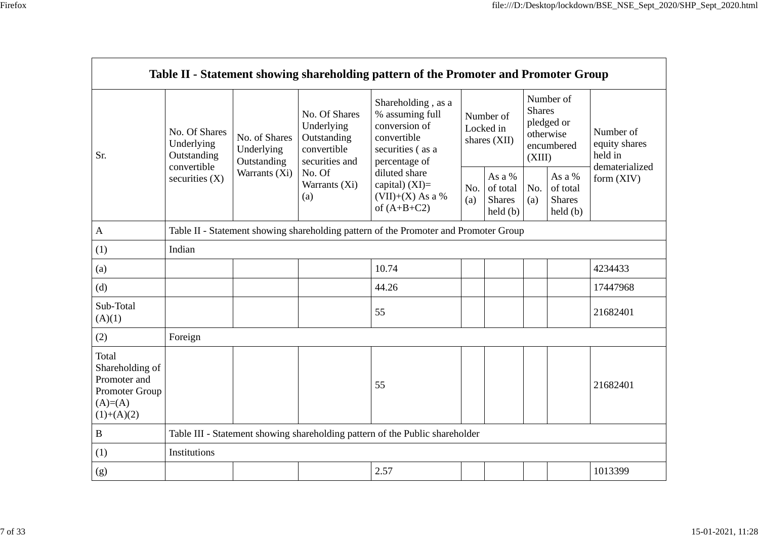| Table II - Statement showing shareholding pattern of the Promoter and Promoter Group | | | | | | | | | |
|---|---|---|---|---|---|---|---|---|---|
| Sr. | No. Of Shares Underlying Outstanding convertible securities (X) | No. of Shares Underlying Outstanding Warrants (Xi) | No. Of Shares Underlying Outstanding convertible securities and No. Of Warrants (Xi) (a) | Shareholding , as a % assuming full conversion of convertible securities ( as a percentage of diluted share capital) (XI)= (VII)+(X) As a % of (A+B+C2) | Number of Locked in shares (XII) | | Number of Shares pledged or otherwise encumbered (XIII) | | Number of equity shares held in dematerialized form (XIV) |
| | | | | | No. (a) | As a % of total Shares held (b) | No. (a) | As a % of total Shares held (b) | |
| A | Table II - Statement showing shareholding pattern of the Promoter and Promoter Group | | | | | | | | |
| (1) | Indian | | | | | | | | |
| (a) | | | | 10.74 | | | | | 4234433 |
| (d) | | | | 44.26 | | | | | 17447968 |
| Sub-Total (A)(1) | | | | 55 | | | | | 21682401 |
| (2) | Foreign | | | | | | | | |
| Total Shareholding of Promoter and Promoter Group (A)=(A)(1)+(A)(2) | | | | 55 | | | | | 21682401 |
| B | Table III - Statement showing shareholding pattern of the Public shareholder | | | | | | | | |
| (1) | Institutions | | | | | | | | |
| (g) | | | | 2.57 | | | | | 1013399 |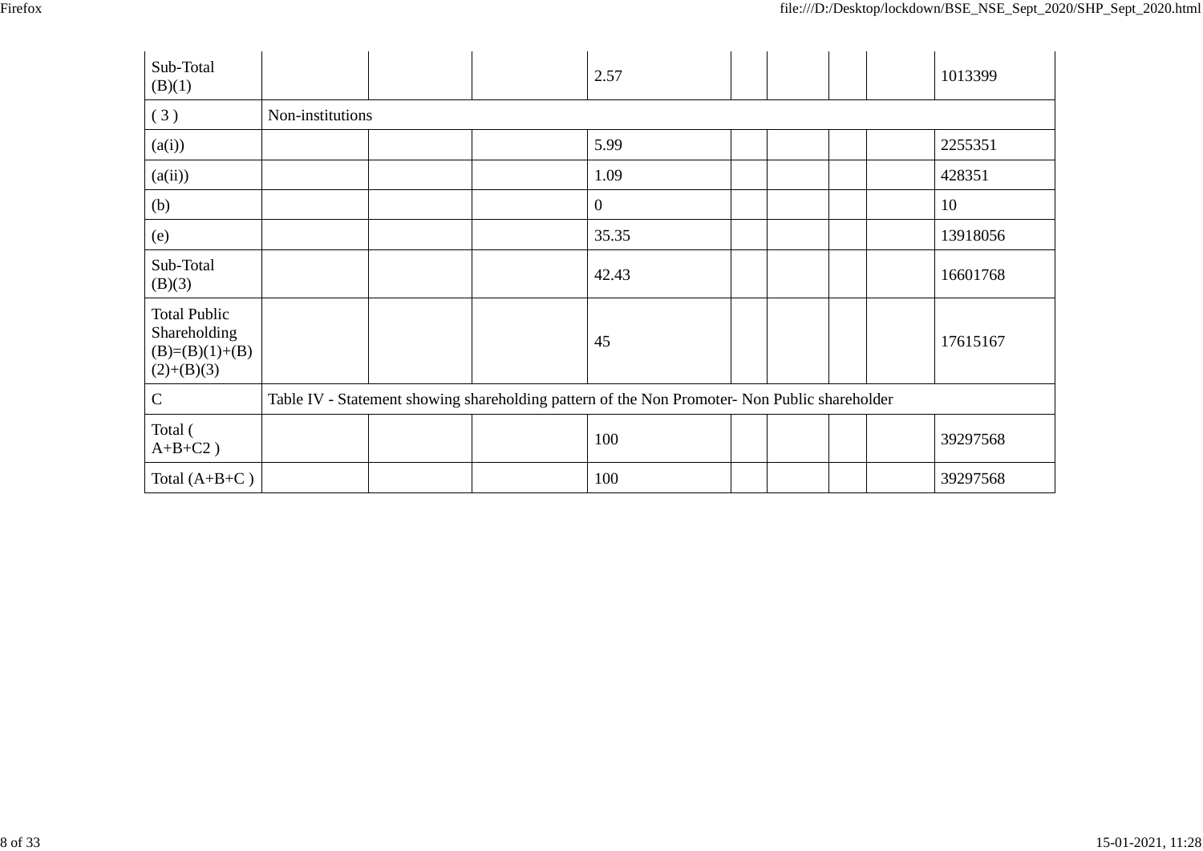| | | | | | | | | | |
|---|---|---|---|---|---|---|---|---|---|
| Sub-Total (B)(1) | | | | 2.57 | | | | | 1013399 |
| ( 3 ) | Non-institutions | | | | | | | | |
| (a(i)) | | | | 5.99 | | | | | 2255351 |
| (a(ii)) | | | | 1.09 | | | | | 428351 |
| (b) | | | | 0 | | | | | 10 |
| (e) | | | | 35.35 | | | | | 13918056 |
| Sub-Total (B)(3) | | | | 42.43 | | | | | 16601768 |
| Total Public Shareholding (B)=(B)(1)+(B)(2)+(B)(3) | | | | 45 | | | | | 17615167 |
| C | Table IV - Statement showing shareholding pattern of the Non Promoter- Non Public shareholder | | | | | | | | |
| Total ( A+B+C2 ) | | | | 100 | | | | | 39297568 |
| Total (A+B+C ) | | | | 100 | | | | | 39297568 |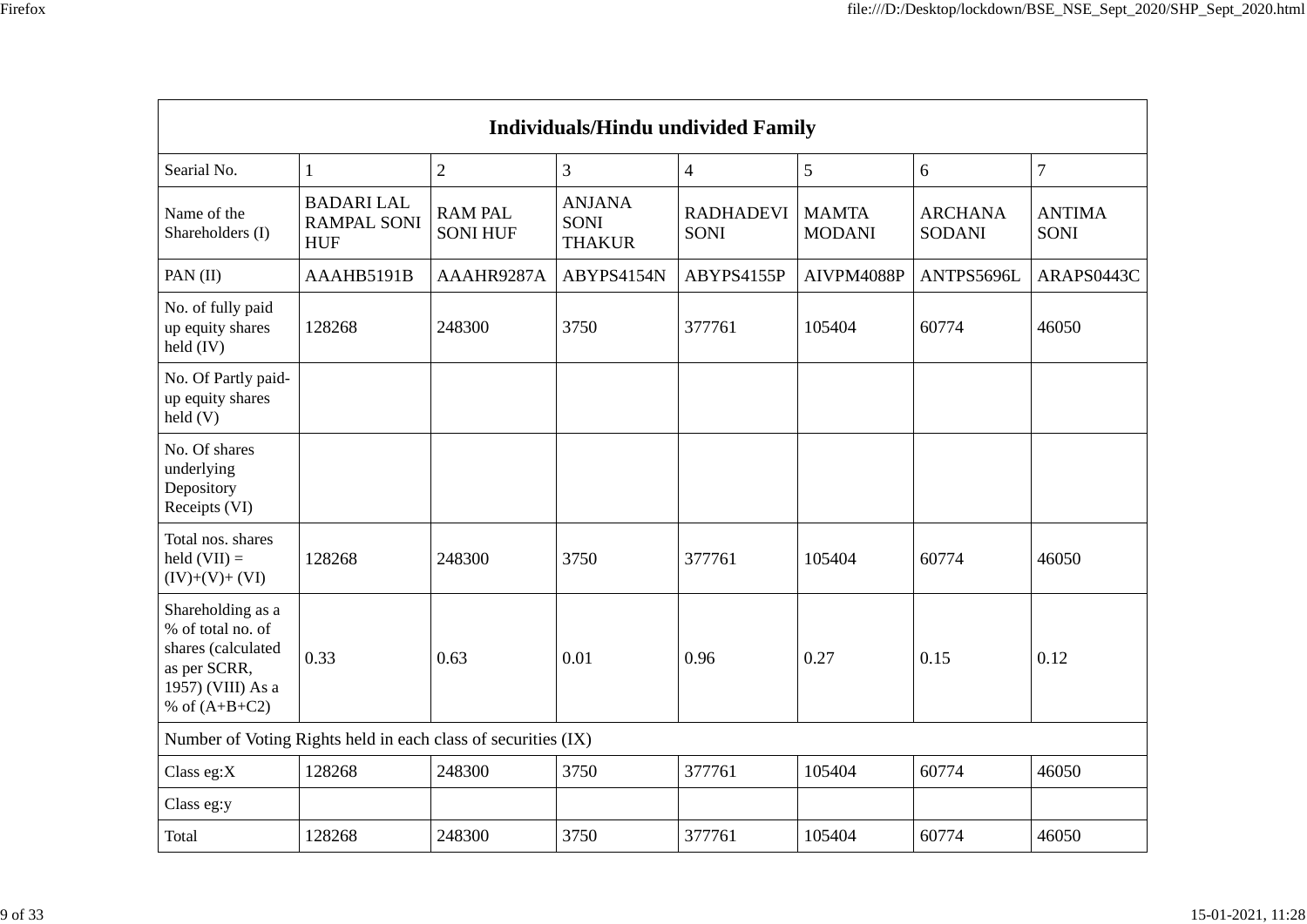| Individuals/Hindu undivided Family | | | | | | | |
|---|---|---|---|---|---|---|---|
| Searial No. | 1 | 2 | 3 | 4 | 5 | 6 | 7 |
| Name of the Shareholders (I) | BADARI LAL RAMPAL SONI HUF | RAM PAL SONI HUF | ANJANA SONI THAKUR | RADHADEVI SONI | MAMTA MODANI | ARCHANA SODANI | ANTIMA SONI |
| PAN (II) | AAAHB5191B | AAAHR9287A | ABYPS4154N | ABYPS4155P | AIVPM4088P | ANTPS5696L | ARAPS0443C |
| No. of fully paid up equity shares held (IV) | 128268 | 248300 | 3750 | 377761 | 105404 | 60774 | 46050 |
| No. Of Partly paid-up equity shares held (V) | | | | | | | |
| No. Of shares underlying Depository Receipts (VI) | | | | | | | |
| Total nos. shares held (VII) = (IV)+(V)+ (VI) | 128268 | 248300 | 3750 | 377761 | 105404 | 60774 | 46050 |
| Shareholding as a % of total no. of shares (calculated as per SCRR, 1957) (VIII) As a % of (A+B+C2) | 0.33 | 0.63 | 0.01 | 0.96 | 0.27 | 0.15 | 0.12 |
| Number of Voting Rights held in each class of securities (IX) | | | | | | | |
| Class eg:X | 128268 | 248300 | 3750 | 377761 | 105404 | 60774 | 46050 |
| Class eg:y | | | | | | | |
| Total | 128268 | 248300 | 3750 | 377761 | 105404 | 60774 | 46050 |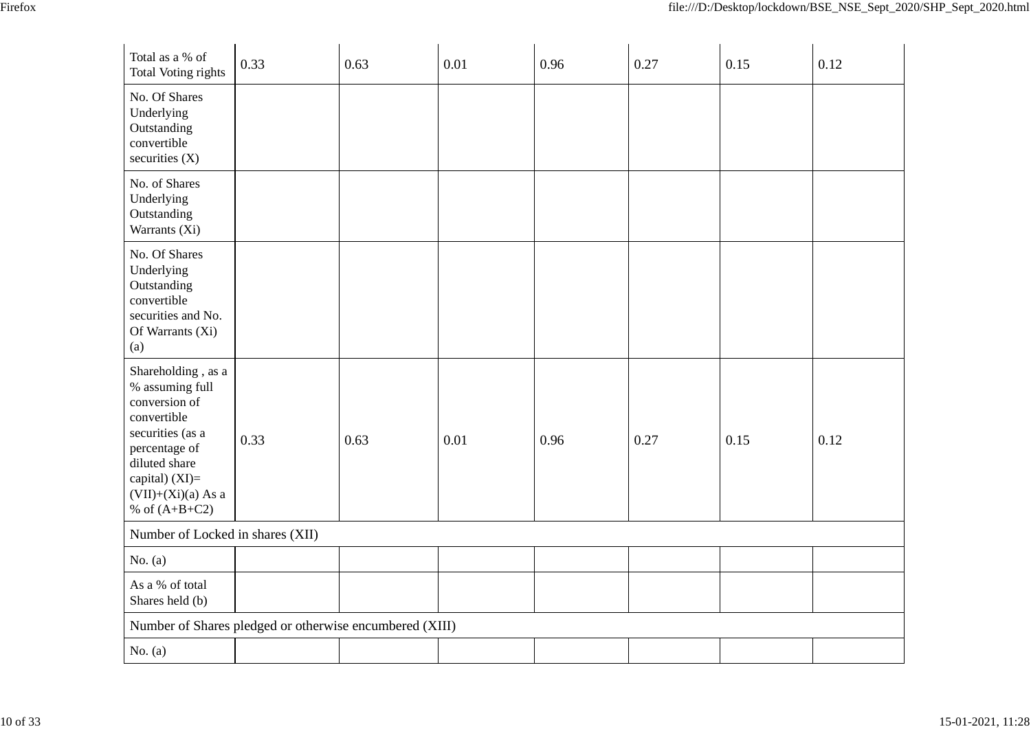| Total as a % of Total Voting rights | 0.33 | 0.63 | 0.01 | 0.96 | 0.27 | 0.15 | 0.12 |
|---|---|---|---|---|---|---|---|
| No. Of Shares Underlying Outstanding convertible securities (X) | | | | | | | |
| No. of Shares Underlying Outstanding Warrants (Xi) | | | | | | | |
| No. Of Shares Underlying Outstanding convertible securities and No. Of Warrants (Xi) (a) | | | | | | | |
| Shareholding , as a % assuming full conversion of convertible securities (as a percentage of diluted share capital) (XI)= (VII)+(Xi)(a) As a % of (A+B+C2) | 0.33 | 0.63 | 0.01 | 0.96 | 0.27 | 0.15 | 0.12 |
| Number of Locked in shares (XII) | | | | | | | |
| No. (a) | | | | | | | |
| As a % of total Shares held (b) | | | | | | | |
| Number of Shares pledged or otherwise encumbered (XIII) | | | | | | | |
| No. (a) | | | | | | | |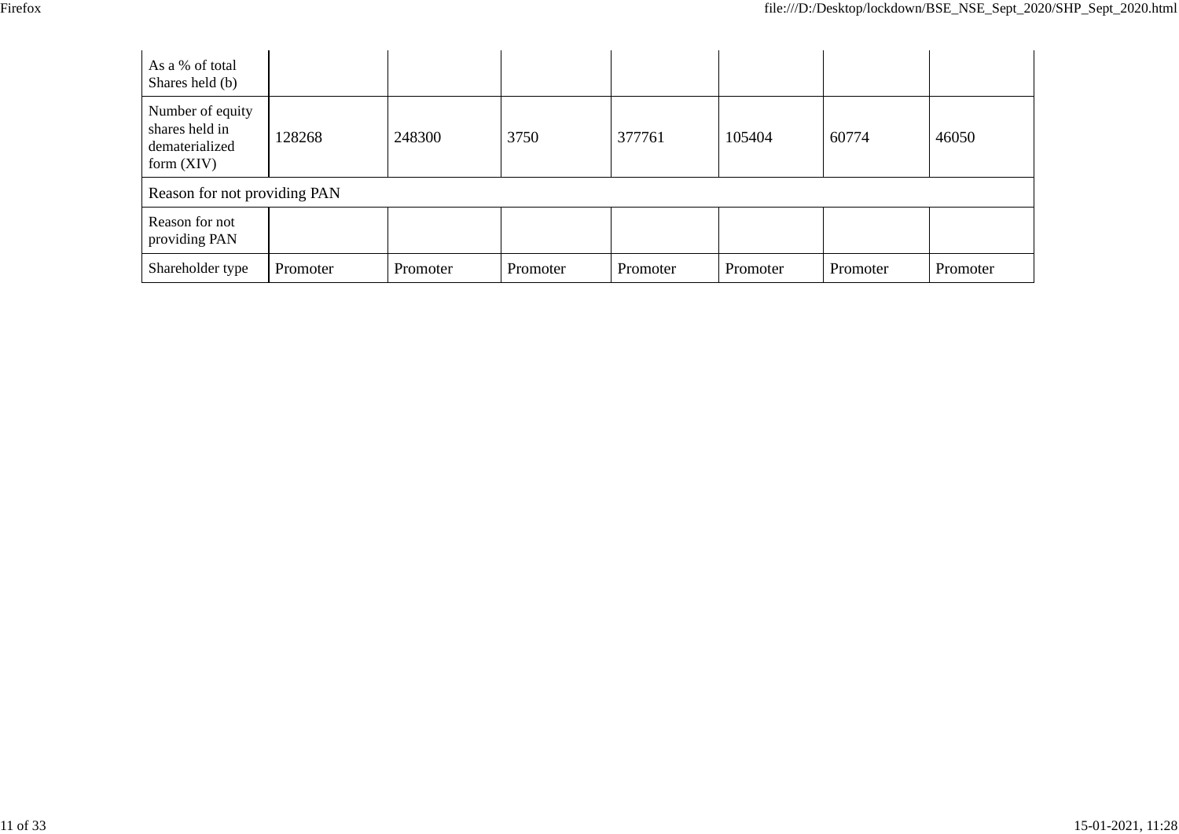| As a % of total Shares held (b) | | | | | | | |
|---|---|---|---|---|---|---|---|
| Number of equity shares held in dematerialized form (XIV) | 128268 | 248300 | 3750 | 377761 | 105404 | 60774 | 46050 |
| Reason for not providing PAN | | | | | | | |
| Reason for not providing PAN | | | | | | | |
| Shareholder type | Promoter | Promoter | Promoter | Promoter | Promoter | Promoter | Promoter |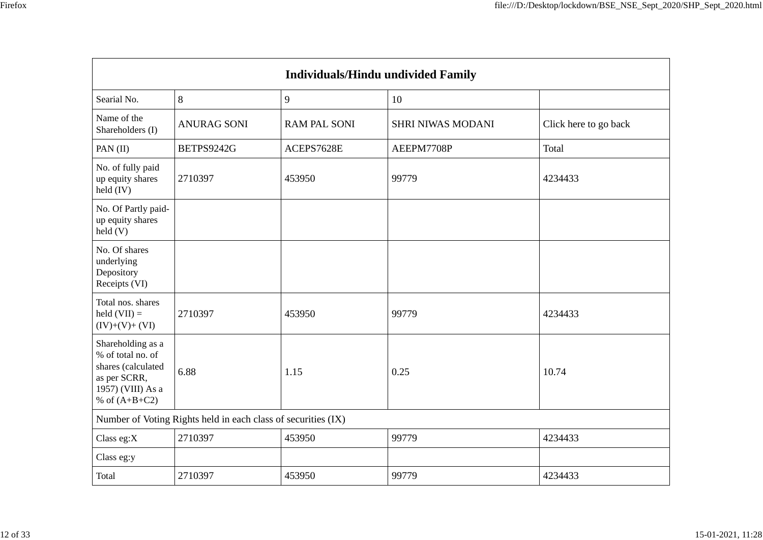| Individuals/Hindu undivided Family | | | | |
|---|---|---|---|---|
| Searial No. | 8 | 9 | 10 | |
| Name of the Shareholders (I) | ANURAG SONI | RAM PAL SONI | SHRI NIWAS MODANI | Click here to go back |
| PAN (II) | BETPS9242G | ACEPS7628E | AEEPM7708P | Total |
| No. of fully paid up equity shares held (IV) | 2710397 | 453950 | 99779 | 4234433 |
| No. Of Partly paid-up equity shares held (V) | | | | |
| No. Of shares underlying Depository Receipts (VI) | | | | |
| Total nos. shares held (VII) = (IV)+(V)+ (VI) | 2710397 | 453950 | 99779 | 4234433 |
| Shareholding as a % of total no. of shares (calculated as per SCRR, 1957) (VIII) As a % of (A+B+C2) | 6.88 | 1.15 | 0.25 | 10.74 |
| Number of Voting Rights held in each class of securities (IX) | | | | |
| Class eg:X | 2710397 | 453950 | 99779 | 4234433 |
| Class eg:y | | | | |
| Total | 2710397 | 453950 | 99779 | 4234433 |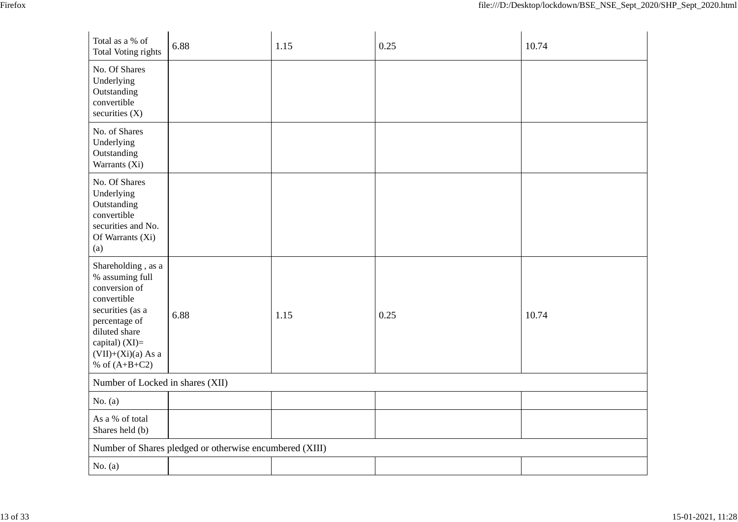| Total as a % of Total Voting rights | 6.88 | 1.15 | 0.25 | 10.74 |
|---|---|---|---|---|
| No. Of Shares Underlying Outstanding convertible securities (X) | | | | |
| No. of Shares Underlying Outstanding Warrants (Xi) | | | | |
| No. Of Shares Underlying Outstanding convertible securities and No. Of Warrants (Xi) (a) | | | | |
| Shareholding , as a % assuming full conversion of convertible securities (as a percentage of diluted share capital) (XI)= (VII)+(Xi)(a) As a % of (A+B+C2) | 6.88 | 1.15 | 0.25 | 10.74 |
| Number of Locked in shares (XII) | | | | |
| No. (a) | | | | |
| As a % of total Shares held (b) | | | | |
| Number of Shares pledged or otherwise encumbered (XIII) | | | | |
| No. (a) | | | | |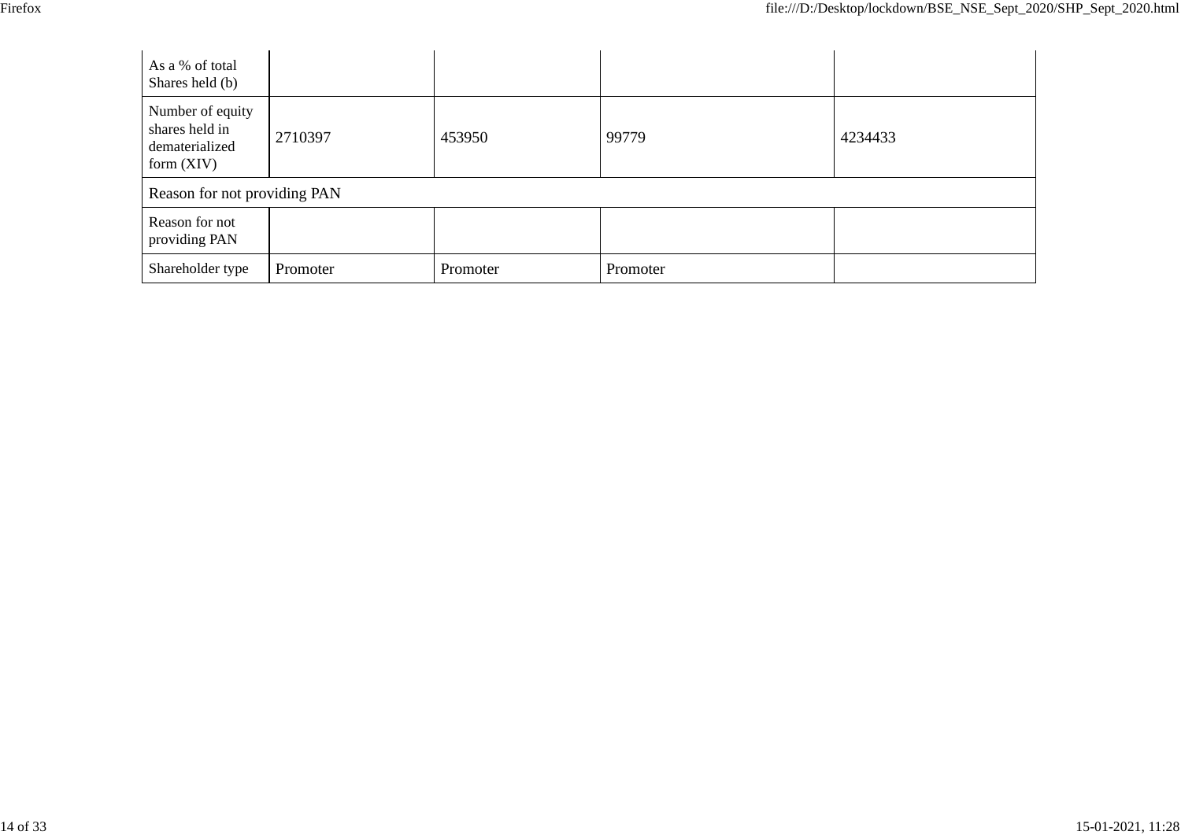| As a % of total Shares held (b) | | | | |
|---|---|---|---|---|
| Number of equity shares held in dematerialized form (XIV) | 2710397 | 453950 | 99779 | 4234433 |
| Reason for not providing PAN | | | | |
| Reason for not providing PAN | | | | |
| Shareholder type | Promoter | Promoter | Promoter | |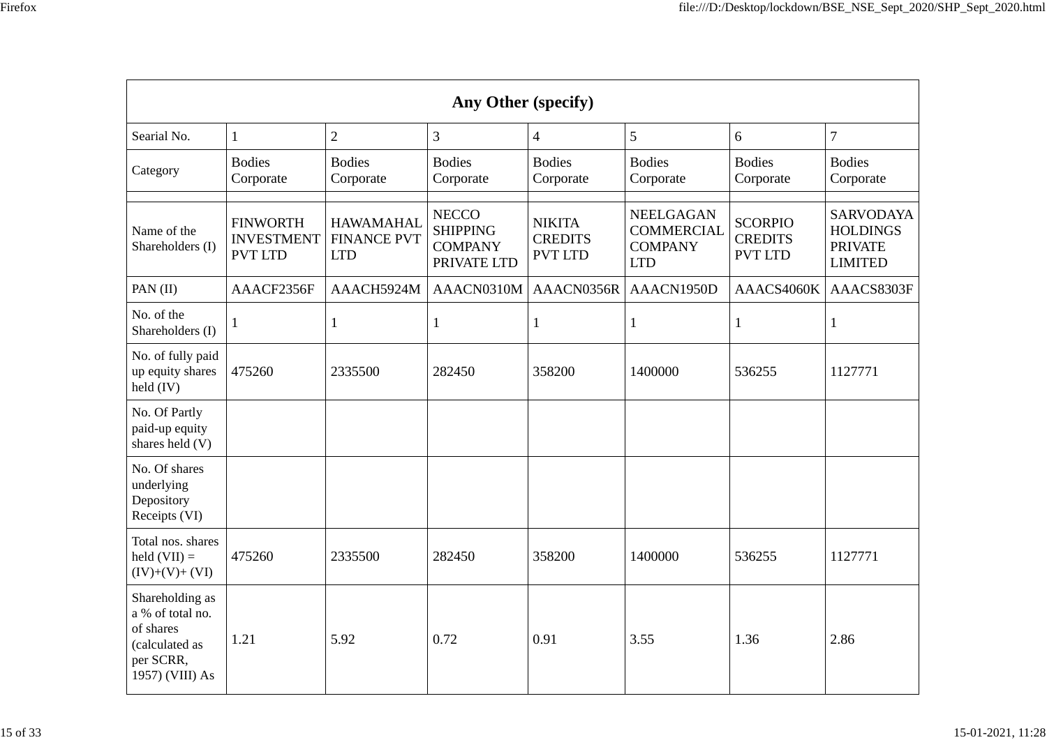| Any Other (specify) | | | | | | | |
|---|---|---|---|---|---|---|---|
| Searial No. | 1 | 2 | 3 | 4 | 5 | 6 | 7 |
| Category | Bodies Corporate | Bodies Corporate | Bodies Corporate | Bodies Corporate | Bodies Corporate | Bodies Corporate | Bodies Corporate |
| | | | | | | | |
| Name of the Shareholders (I) | FINWORTH INVESTMENT PVT LTD | HAWAMAHAL FINANCE PVT LTD | NECCO SHIPPING COMPANY PRIVATE LTD | NIKITA CREDITS PVT LTD | NEELGAGAN COMMERCIAL COMPANY LTD | SCORPIO CREDITS PVT LTD | SARVODAYA HOLDINGS PRIVATE LIMITED |
| PAN (II) | AAACF2356F | AAACH5924M | AAACN0310M | AAACN0356R | AAACN1950D | AAACS4060K | AAACS8303F |
| No. of the Shareholders (I) | 1 | 1 | 1 | 1 | 1 | 1 | 1 |
| No. of fully paid up equity shares held (IV) | 475260 | 2335500 | 282450 | 358200 | 1400000 | 536255 | 1127771 |
| No. Of Partly paid-up equity shares held (V) | | | | | | | |
| No. Of shares underlying Depository Receipts (VI) | | | | | | | |
| Total nos. shares held (VII) = (IV)+(V)+ (VI) | 475260 | 2335500 | 282450 | 358200 | 1400000 | 536255 | 1127771 |
| Shareholding as a % of total no. of shares (calculated as per SCRR, 1957) (VIII) As | 1.21 | 5.92 | 0.72 | 0.91 | 3.55 | 1.36 | 2.86 |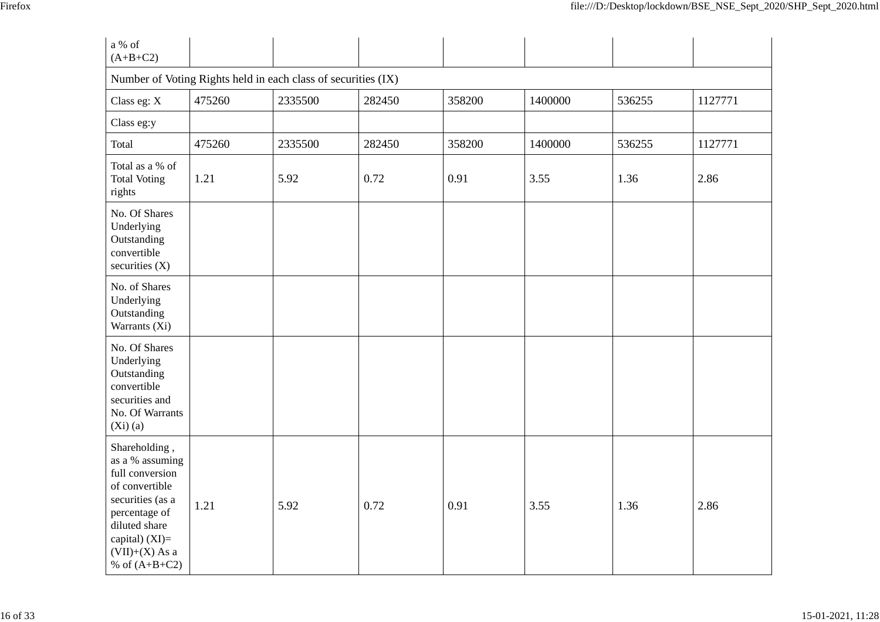| a % of (A+B+C2) | | | | | | | |
|---|---|---|---|---|---|---|---|
| Number of Voting Rights held in each class of securities (IX) | | | | | | | |
| Class eg: X | 475260 | 2335500 | 282450 | 358200 | 1400000 | 536255 | 1127771 |
| Class eg:y | | | | | | | |
| Total | 475260 | 2335500 | 282450 | 358200 | 1400000 | 536255 | 1127771 |
| Total as a % of Total Voting rights | 1.21 | 5.92 | 0.72 | 0.91 | 3.55 | 1.36 | 2.86 |
| No. Of Shares Underlying Outstanding convertible securities (X) | | | | | | | |
| No. of Shares Underlying Outstanding Warrants (Xi) | | | | | | | |
| No. Of Shares Underlying Outstanding convertible securities and No. Of Warrants (Xi) (a) | | | | | | | |
| Shareholding , as a % assuming full conversion of convertible securities (as a percentage of diluted share capital) (XI)= (VII)+(X) As a % of (A+B+C2) | 1.21 | 5.92 | 0.72 | 0.91 | 3.55 | 1.36 | 2.86 |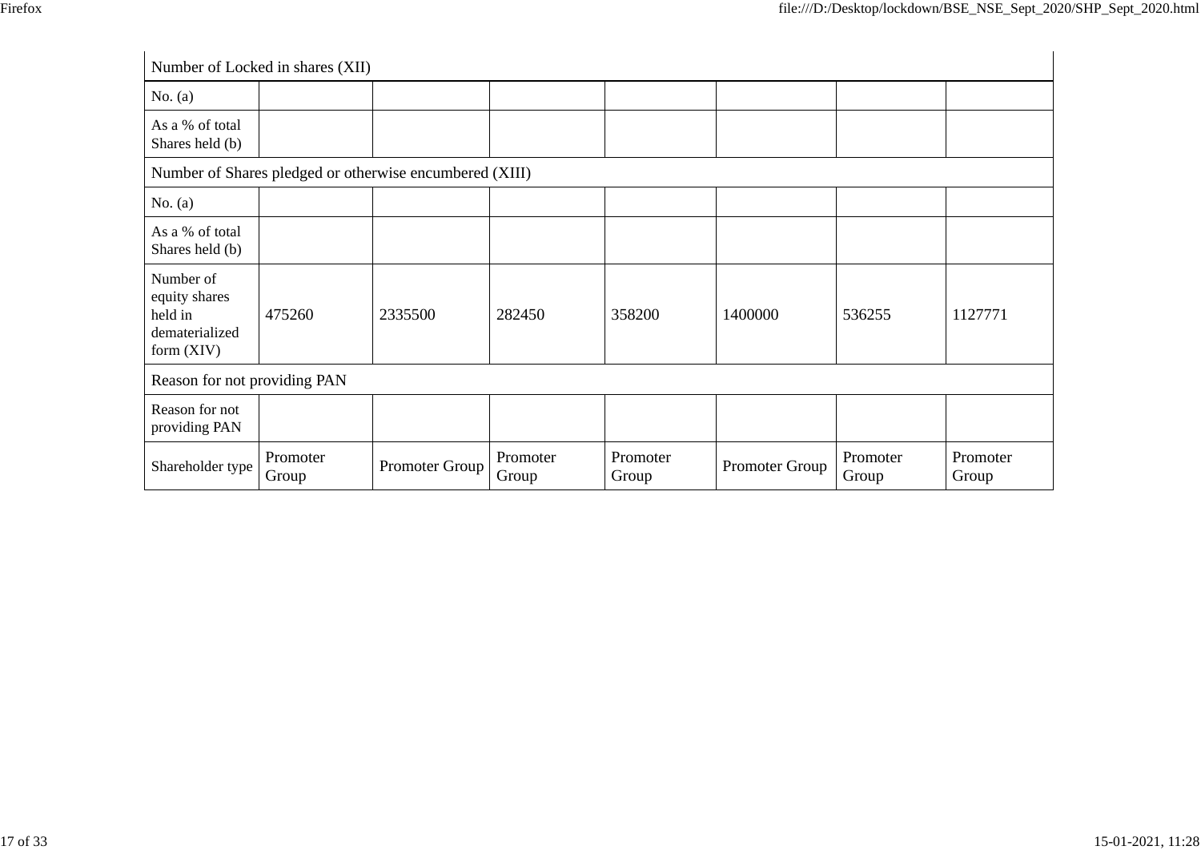| Number of Locked in shares (XII) | | | | | | | |
|---|---|---|---|---|---|---|---|
| No. (a) | | | | | | | |
| As a % of total Shares held (b) | | | | | | | |
| Number of Shares pledged or otherwise encumbered (XIII) | | | | | | | |
| No. (a) | | | | | | | |
| As a % of total Shares held (b) | | | | | | | |
| Number of equity shares held in dematerialized form (XIV) | 475260 | 2335500 | 282450 | 358200 | 1400000 | 536255 | 1127771 |
| Reason for not providing PAN | | | | | | | |
| Reason for not providing PAN | | | | | | | |
| Shareholder type | Promoter Group | Promoter Group | Promoter Group | Promoter Group | Promoter Group | Promoter Group | Promoter Group |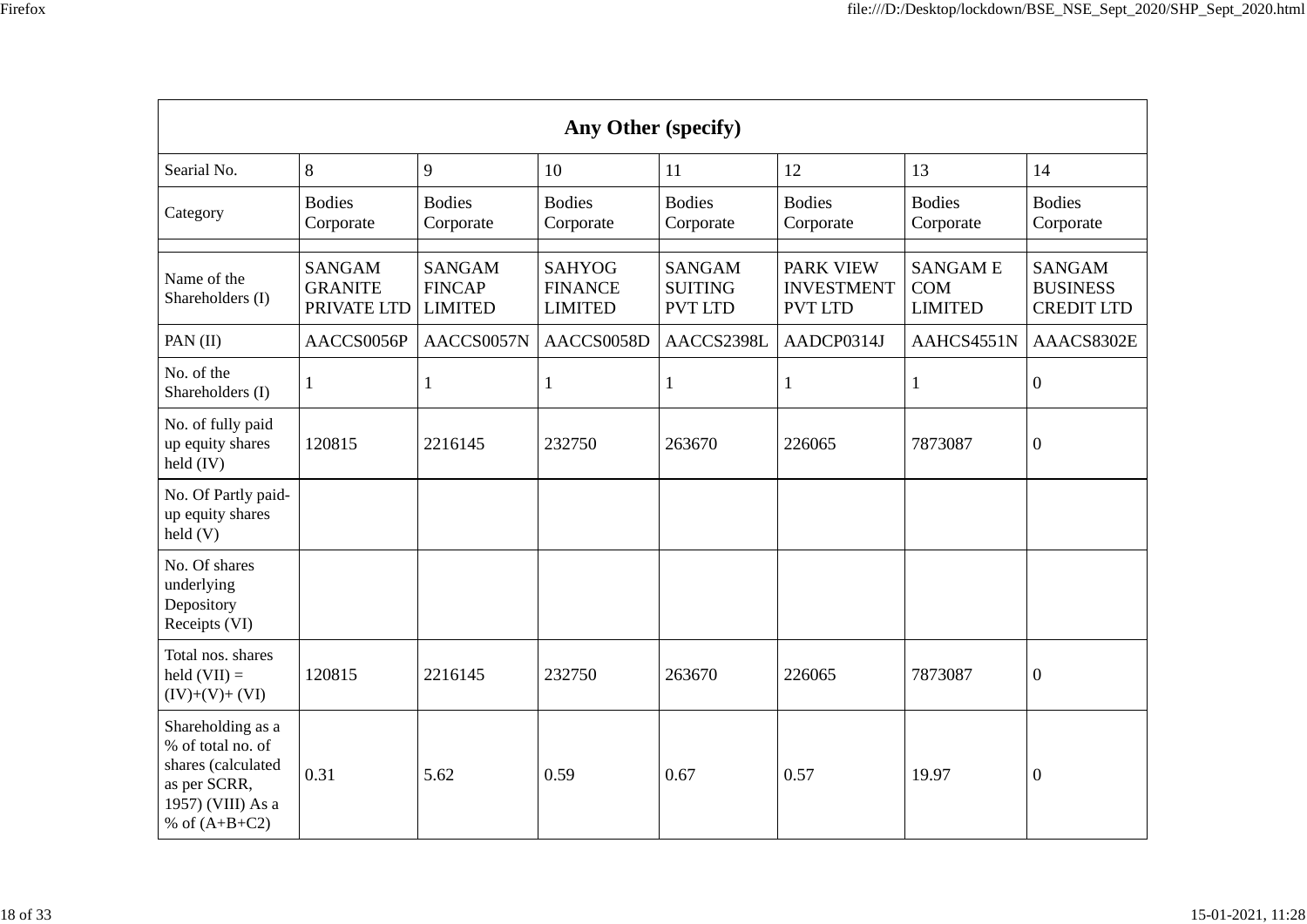| Any Other (specify) | | | | | | | |
|---|---|---|---|---|---|---|---|
| Searial No. | 8 | 9 | 10 | 11 | 12 | 13 | 14 |
| Category | Bodies Corporate | Bodies Corporate | Bodies Corporate | Bodies Corporate | Bodies Corporate | Bodies Corporate | Bodies Corporate |
| | | | | | | | |
| Name of the Shareholders (I) | SANGAM GRANITE PRIVATE LTD | SANGAM FINCAP LIMITED | SAHYOG FINANCE LIMITED | SANGAM SUITING PVT LTD | PARK VIEW INVESTMENT PVT LTD | SANGAM E COM LIMITED | SANGAM BUSINESS CREDIT LTD |
| PAN (II) | AACCS0056P | AACCS0057N | AACCS0058D | AACCS2398L | AADCP0314J | AAHCS4551N | AAACS8302E |
| No. of the Shareholders (I) | 1 | 1 | 1 | 1 | 1 | 1 | 0 |
| No. of fully paid up equity shares held (IV) | 120815 | 2216145 | 232750 | 263670 | 226065 | 7873087 | 0 |
| No. Of Partly paid-up equity shares held (V) | | | | | | | |
| No. Of shares underlying Depository Receipts (VI) | | | | | | | |
| Total nos. shares held (VII) = (IV)+(V)+ (VI) | 120815 | 2216145 | 232750 | 263670 | 226065 | 7873087 | 0 |
| Shareholding as a % of total no. of shares (calculated as per SCRR, 1957) (VIII) As a % of (A+B+C2) | 0.31 | 5.62 | 0.59 | 0.67 | 0.57 | 19.97 | 0 |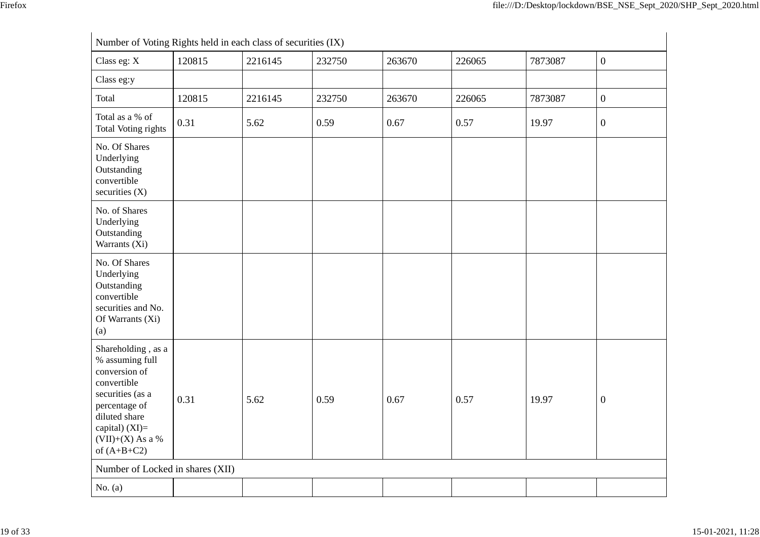| Number of Voting Rights held in each class of securities (IX) | | | | | | | |
|---|---|---|---|---|---|---|---|
| Class eg: X | 120815 | 2216145 | 232750 | 263670 | 226065 | 7873087 | 0 |
| Class eg:y | | | | | | | |
| Total | 120815 | 2216145 | 232750 | 263670 | 226065 | 7873087 | 0 |
| Total as a % of Total Voting rights | 0.31 | 5.62 | 0.59 | 0.67 | 0.57 | 19.97 | 0 |
| No. Of Shares Underlying Outstanding convertible securities (X) | | | | | | | |
| No. of Shares Underlying Outstanding Warrants (Xi) | | | | | | | |
| No. Of Shares Underlying Outstanding convertible securities and No. Of Warrants (Xi) (a) | | | | | | | |
| Shareholding , as a % assuming full conversion of convertible securities (as a percentage of diluted share capital) (XI)= (VII)+(X) As a % of (A+B+C2) | 0.31 | 5.62 | 0.59 | 0.67 | 0.57 | 19.97 | 0 |
| Number of Locked in shares (XII) | | | | | | | |
| No. (a) | | | | | | | |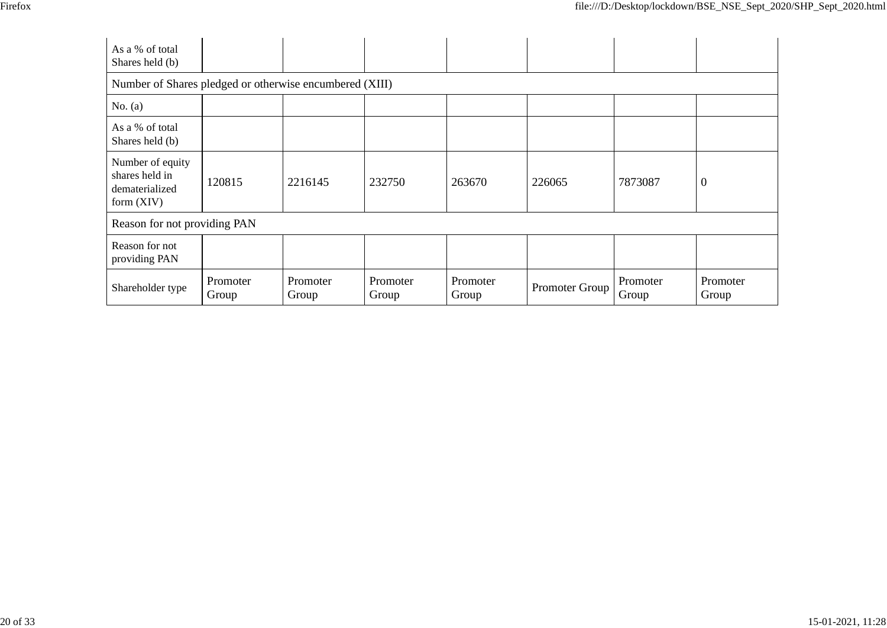| | | | | | | | |
|---|---|---|---|---|---|---|---|
| As a % of total Shares held (b) | | | | | | | |
| Number of Shares pledged or otherwise encumbered (XIII) | | | | | | | |
| No. (a) | | | | | | | |
| As a % of total Shares held (b) | | | | | | | |
| Number of equity shares held in dematerialized form (XIV) | 120815 | 2216145 | 232750 | 263670 | 226065 | 7873087 | 0 |
| Reason for not providing PAN | | | | | | | |
| Reason for not providing PAN | | | | | | | |
| Shareholder type | Promoter Group | Promoter Group | Promoter Group | Promoter Group | Promoter Group | Promoter Group | Promoter Group |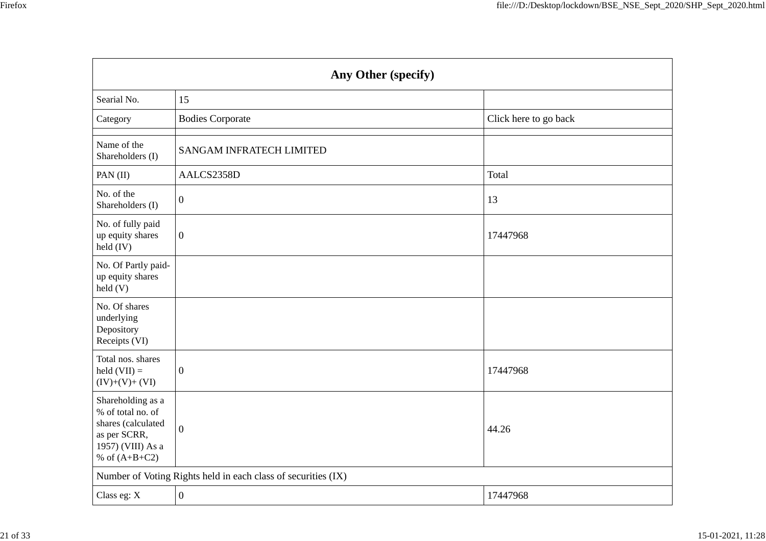| Any Other (specify) | | |
|---|---|---|
| Searial No. | 15 | |
| Category | Bodies Corporate | Click here to go back |
| | | |
| Name of the Shareholders (I) | SANGAM INFRATECH LIMITED | |
| PAN (II) | AALCS2358D | Total |
| No. of the Shareholders (I) | 0 | 13 |
| No. of fully paid up equity shares held (IV) | 0 | 17447968 |
| No. Of Partly paid-up equity shares held (V) | | |
| No. Of shares underlying Depository Receipts (VI) | | |
| Total nos. shares held (VII) = (IV)+(V)+ (VI) | 0 | 17447968 |
| Shareholding as a % of total no. of shares (calculated as per SCRR, 1957) (VIII) As a % of (A+B+C2) | 0 | 44.26 |
| Number of Voting Rights held in each class of securities (IX) | | |
| Class eg: X | 0 | 17447968 |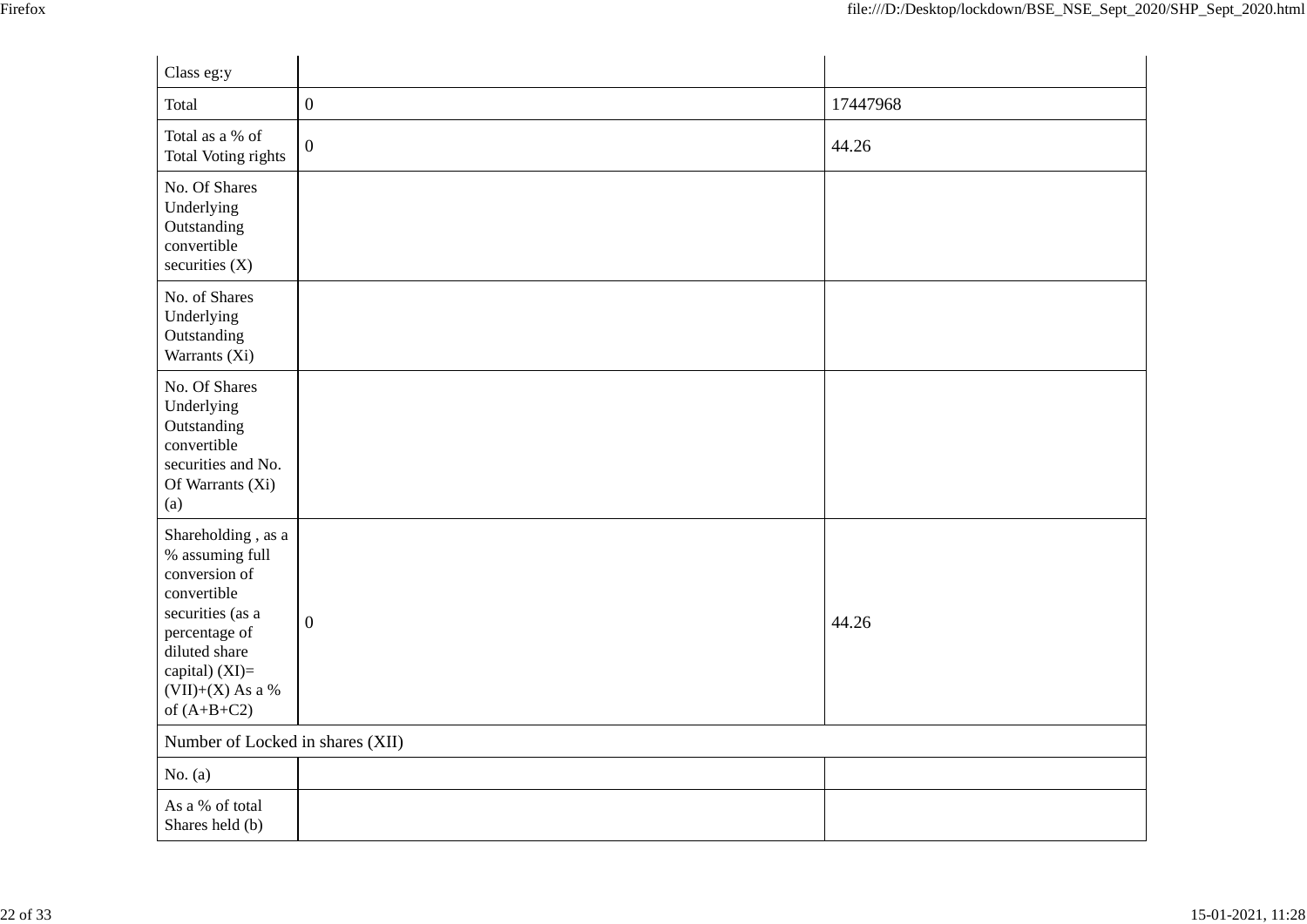| Class eg:y | | |
|---|---|---|
| Total | 0 | 17447968 |
| Total as a % of Total Voting rights | 0 | 44.26 |
| No. Of Shares Underlying Outstanding convertible securities (X) | | |
| No. of Shares Underlying Outstanding Warrants (Xi) | | |
| No. Of Shares Underlying Outstanding convertible securities and No. Of Warrants (Xi) (a) | | |
| Shareholding , as a % assuming full conversion of convertible securities (as a percentage of diluted share capital) (XI)= (VII)+(X) As a % of (A+B+C2) | 0 | 44.26 |
| Number of Locked in shares (XII) | | |
| No. (a) | | |
| As a % of total Shares held (b) | | |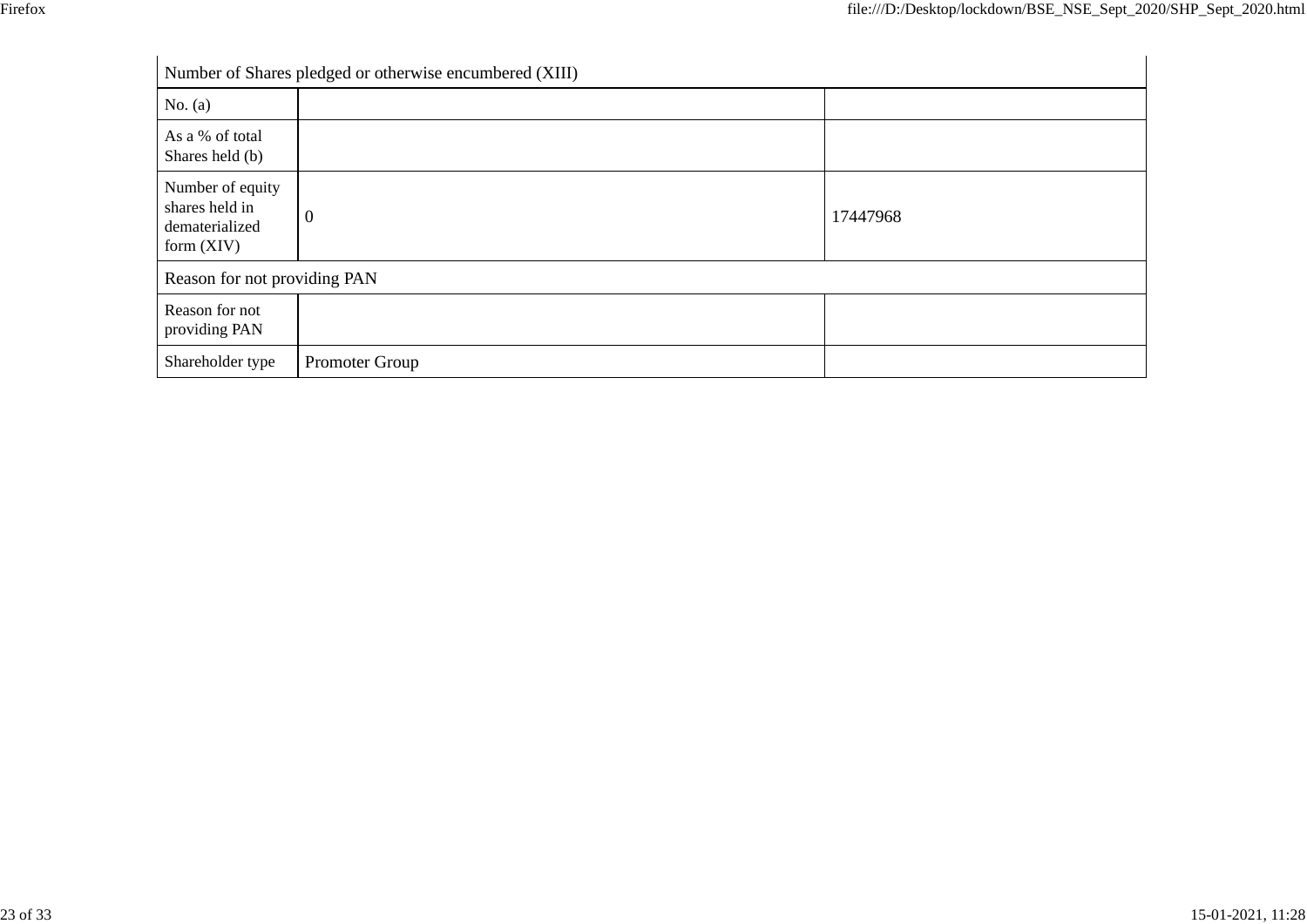| Number of Shares pledged or otherwise encumbered (XIII) | | |
|---|---|---|
| No. (a) | | |
| As a % of total Shares held (b) | | |
| Number of equity shares held in dematerialized form (XIV) | 0 | 17447968 |
| Reason for not providing PAN | | |
| Reason for not providing PAN | | |
| Shareholder type | Promoter Group | |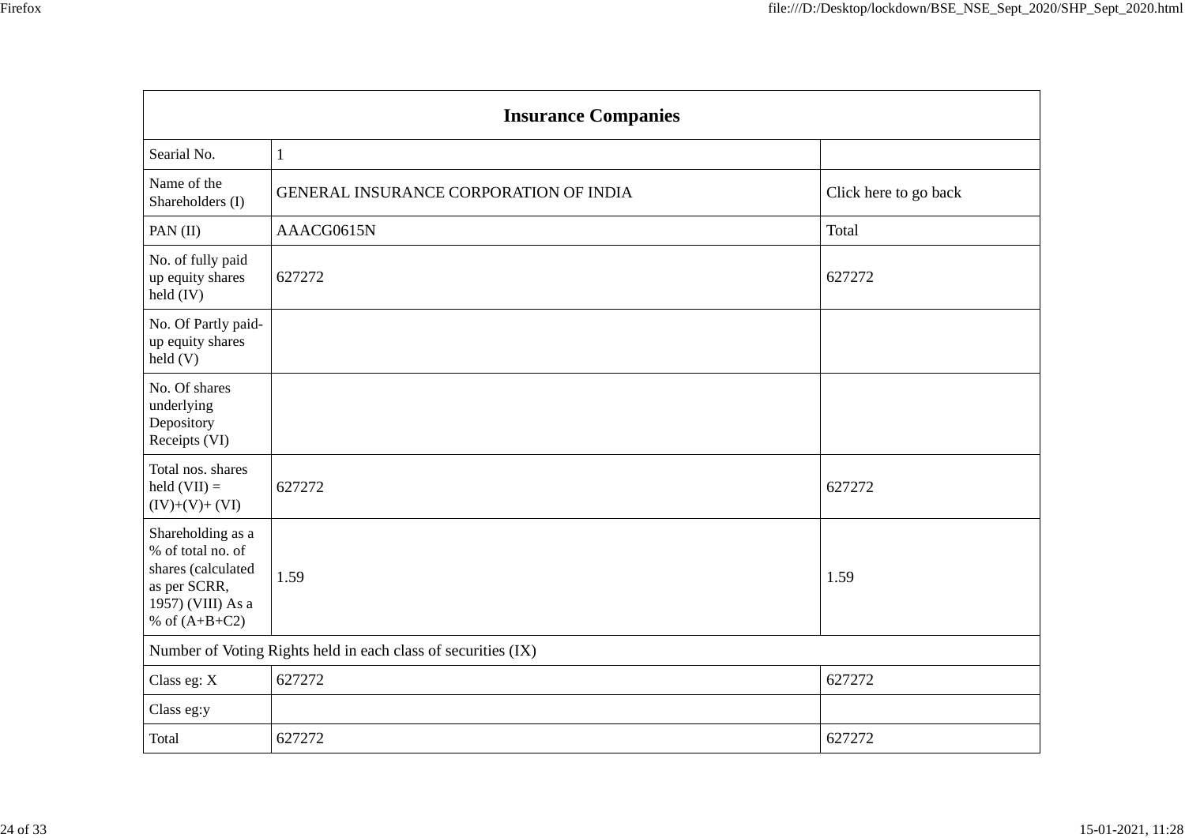| Insurance Companies | | |
|---|---|---|
| Searial No. | 1 | |
| Name of the Shareholders (I) | GENERAL INSURANCE CORPORATION OF INDIA | Click here to go back |
| PAN (II) | AAACG0615N | Total |
| No. of fully paid up equity shares held (IV) | 627272 | 627272 |
| No. Of Partly paid-up equity shares held (V) | | |
| No. Of shares underlying Depository Receipts (VI) | | |
| Total nos. shares held (VII) = (IV)+(V)+ (VI) | 627272 | 627272 |
| Shareholding as a % of total no. of shares (calculated as per SCRR, 1957) (VIII) As a % of (A+B+C2) | 1.59 | 1.59 |
| Number of Voting Rights held in each class of securities (IX) | | |
| Class eg: X | 627272 | 627272 |
| Class eg:y | | |
| Total | 627272 | 627272 |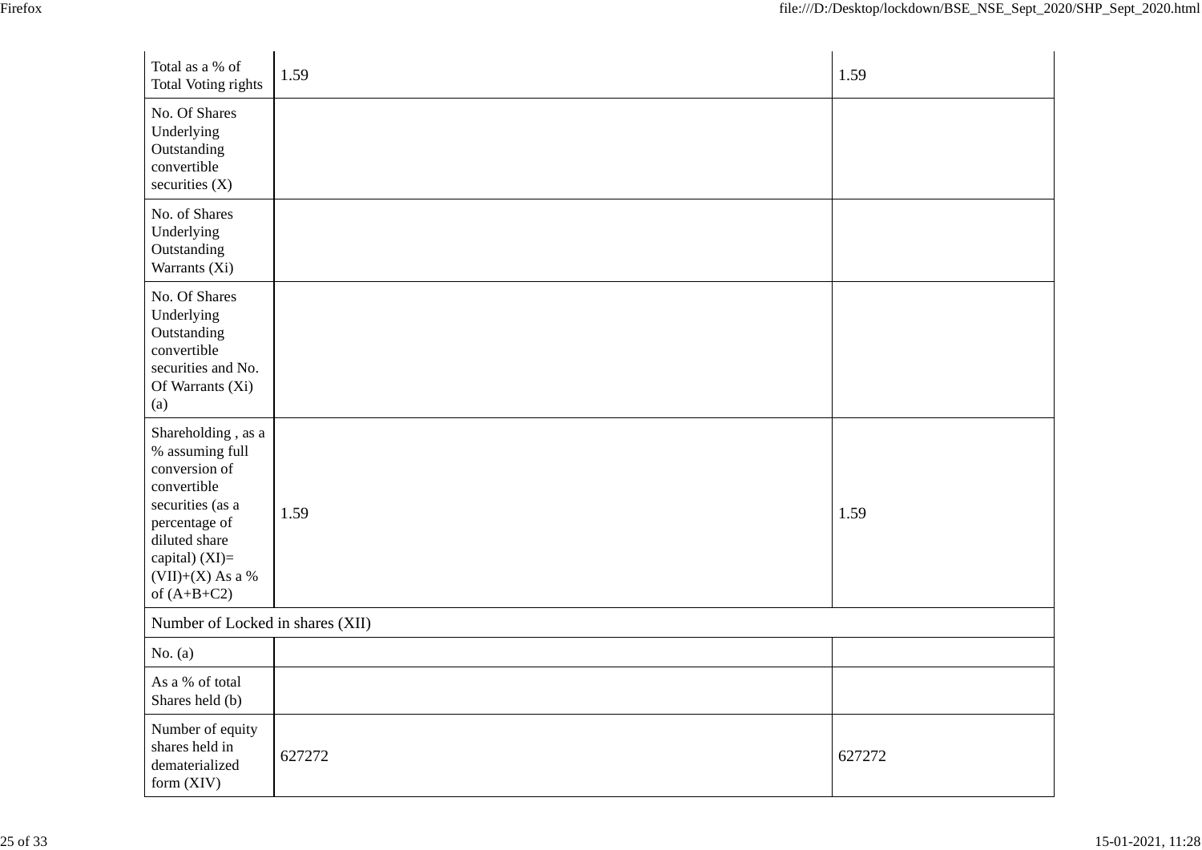| | | |
|---|---|---|
| Total as a % of Total Voting rights | 1.59 | 1.59 |
| No. Of Shares Underlying Outstanding convertible securities (X) | | |
| No. of Shares Underlying Outstanding Warrants (Xi) | | |
| No. Of Shares Underlying Outstanding convertible securities and No. Of Warrants (Xi) (a) | | |
| Shareholding , as a % assuming full conversion of convertible securities (as a percentage of diluted share capital) (XI)= (VII)+(X) As a % of (A+B+C2) | 1.59 | 1.59 |
| Number of Locked in shares (XII) | | |
| No. (a) | | |
| As a % of total Shares held (b) | | |
| Number of equity shares held in dematerialized form (XIV) | 627272 | 627272 |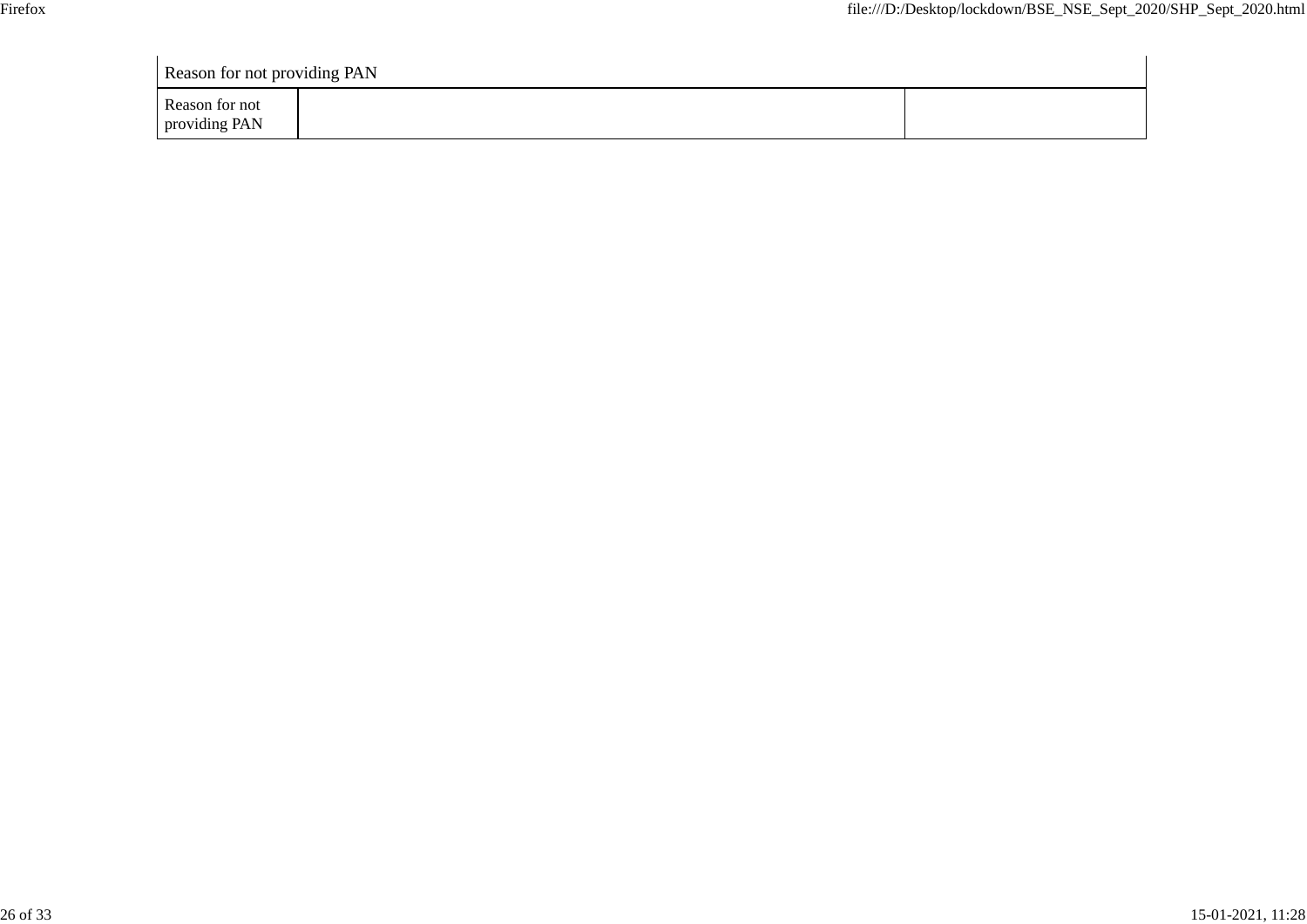| Reason for not providing PAN | | |
|---|---|---|
| Reason for not providing PAN | | |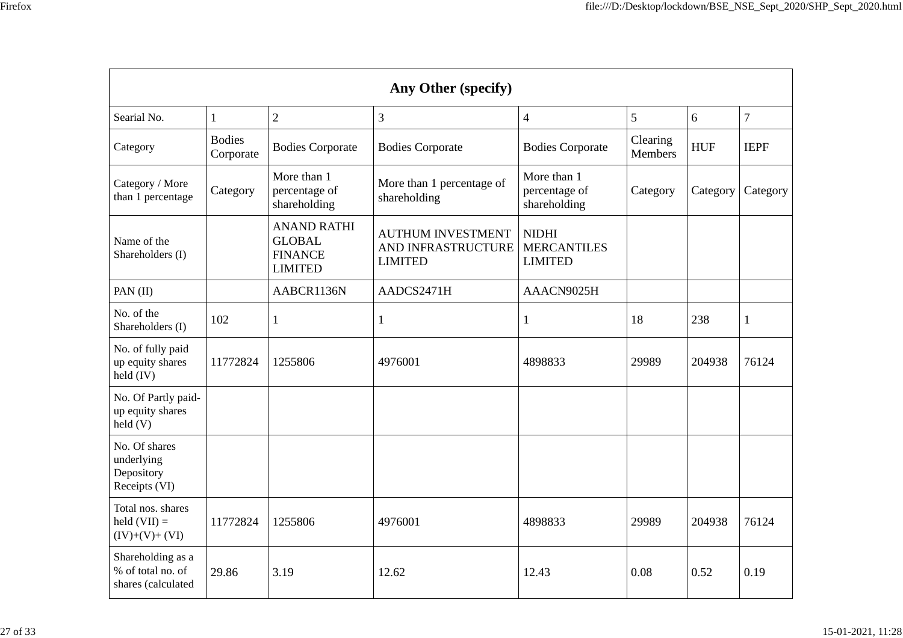| Any Other (specify) | | | | | | | |
|---|---|---|---|---|---|---|---|
| Searial No. | 1 | 2 | 3 | 4 | 5 | 6 | 7 |
| Category | Bodies Corporate | Bodies Corporate | Bodies Corporate | Bodies Corporate | Clearing Members | HUF | IEPF |
| Category / More than 1 percentage | Category | More than 1 percentage of shareholding | More than 1 percentage of shareholding | More than 1 percentage of shareholding | Category | Category | Category |
| Name of the Shareholders (I) | | ANAND RATHI GLOBAL FINANCE LIMITED | AUTHUM INVESTMENT AND INFRASTRUCTURE LIMITED | NIDHI MERCANTILES LIMITED | | | |
| PAN (II) | | AABCR1136N | AADCS2471H | AAACN9025H | | | |
| No. of the Shareholders (I) | 102 | 1 | 1 | 1 | 18 | 238 | 1 |
| No. of fully paid up equity shares held (IV) | 11772824 | 1255806 | 4976001 | 4898833 | 29989 | 204938 | 76124 |
| No. Of Partly paid-up equity shares held (V) | | | | | | | |
| No. Of shares underlying Depository Receipts (VI) | | | | | | | |
| Total nos. shares held (VII) = (IV)+(V)+ (VI) | 11772824 | 1255806 | 4976001 | 4898833 | 29989 | 204938 | 76124 |
| Shareholding as a % of total no. of shares (calculated | 29.86 | 3.19 | 12.62 | 12.43 | 0.08 | 0.52 | 0.19 |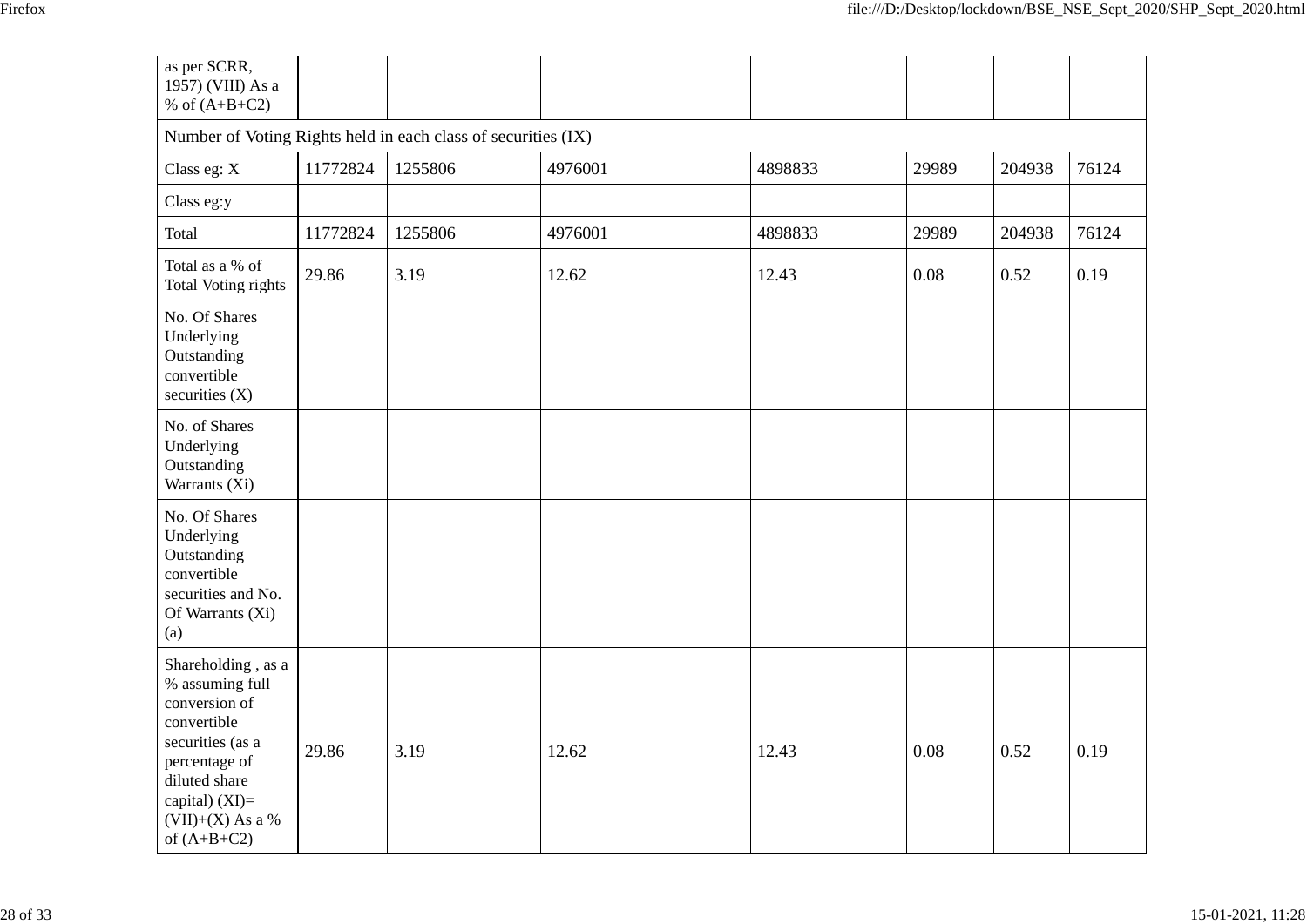| as per SCRR, 1957) (VIII) As a % of (A+B+C2) | | | | | | | |
|---|---|---|---|---|---|---|---|
| Number of Voting Rights held in each class of securities (IX) | | | | | | | |
| Class eg: X | 11772824 | 1255806 | 4976001 | 4898833 | 29989 | 204938 | 76124 |
| Class eg:y | | | | | | | |
| Total | 11772824 | 1255806 | 4976001 | 4898833 | 29989 | 204938 | 76124 |
| Total as a % of Total Voting rights | 29.86 | 3.19 | 12.62 | 12.43 | 0.08 | 0.52 | 0.19 |
| No. Of Shares Underlying Outstanding convertible securities (X) | | | | | | | |
| No. of Shares Underlying Outstanding Warrants (Xi) | | | | | | | |
| No. Of Shares Underlying Outstanding convertible securities and No. Of Warrants (Xi) (a) | | | | | | | |
| Shareholding , as a % assuming full conversion of convertible securities (as a percentage of diluted share capital) (XI)= (VII)+(X) As a % of (A+B+C2) | 29.86 | 3.19 | 12.62 | 12.43 | 0.08 | 0.52 | 0.19 |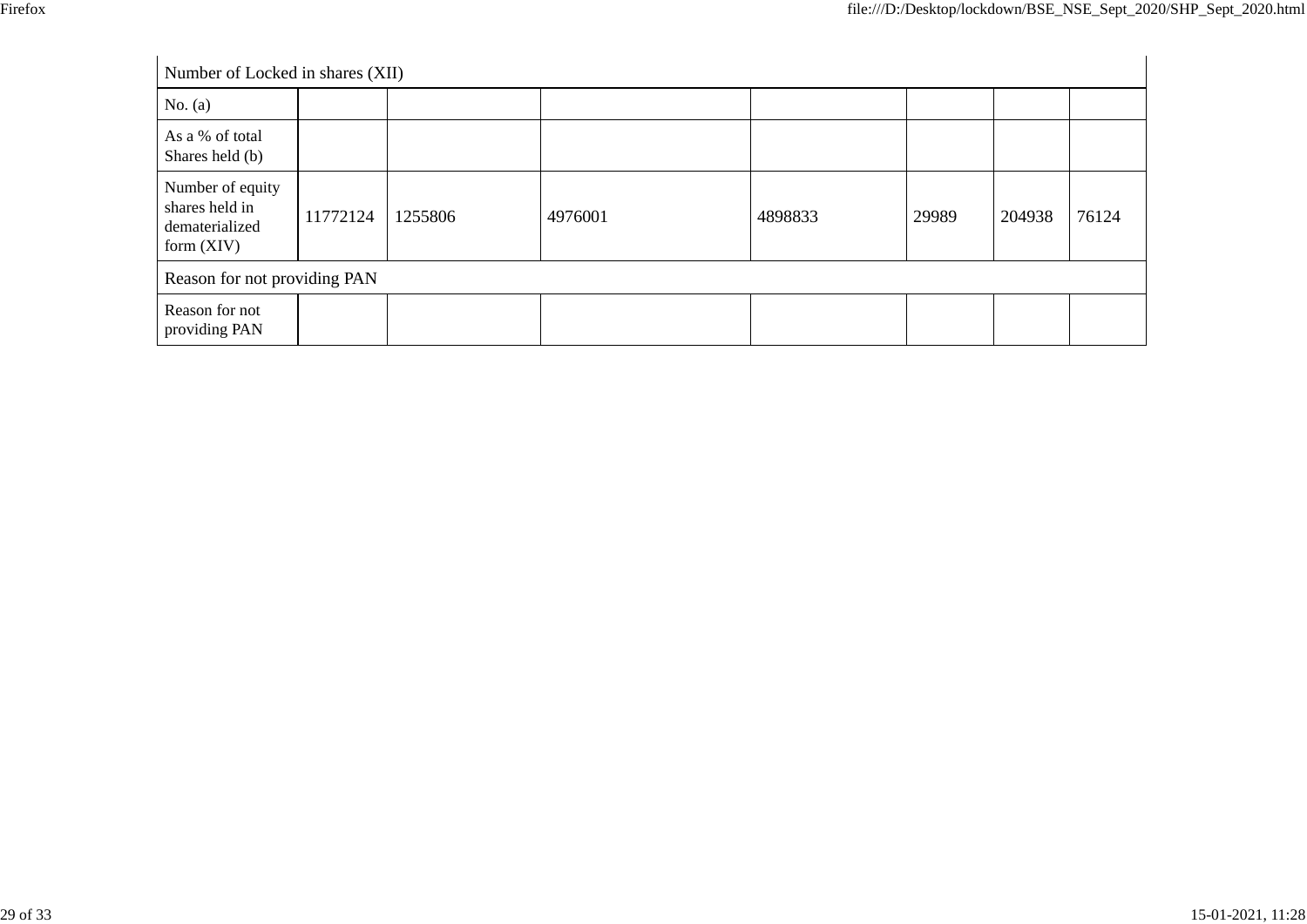| Number of Locked in shares (XII) | | | | | | | |
|---|---|---|---|---|---|---|---|
| No. (a) | | | | | | | |
| As a % of total Shares held (b) | | | | | | | |
| Number of equity shares held in dematerialized form (XIV) | 11772124 | 1255806 | 4976001 | 4898833 | 29989 | 204938 | 76124 |
| Reason for not providing PAN | | | | | | | |
| Reason for not providing PAN | | | | | | | |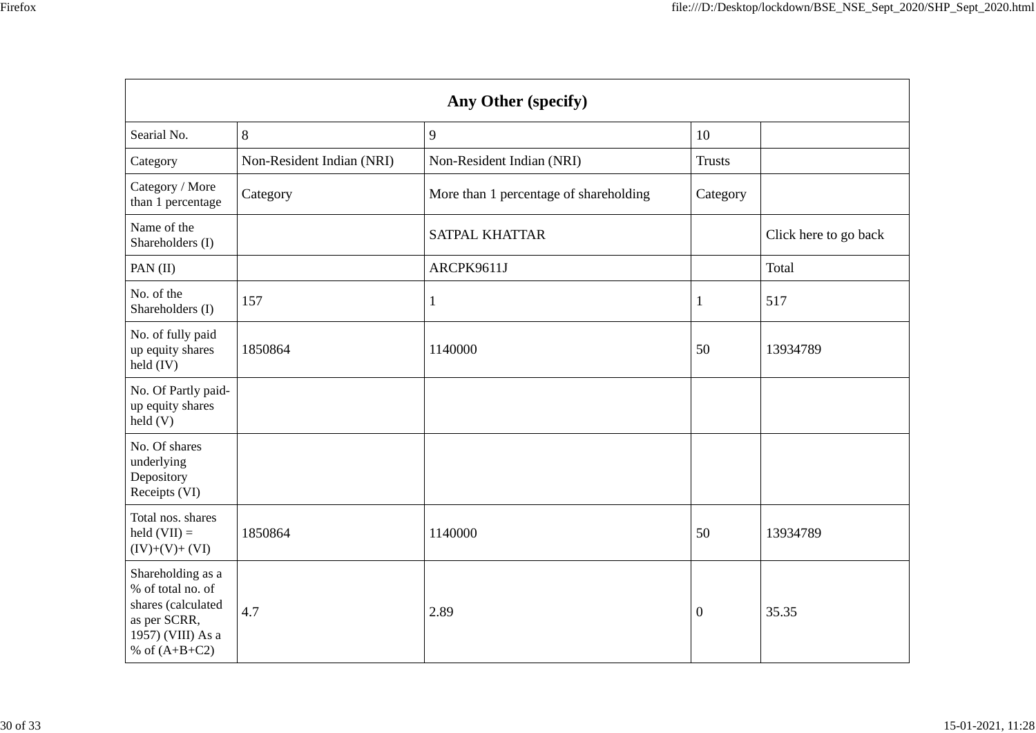| Any Other (specify) | | | | |
|---|---|---|---|---|
| Searial No. | 8 | 9 | 10 | |
| Category | Non-Resident Indian (NRI) | Non-Resident Indian (NRI) | Trusts | |
| Category / More than 1 percentage | Category | More than 1 percentage of shareholding | Category | |
| Name of the Shareholders (I) | | SATPAL KHATTAR | | Click here to go back |
| PAN (II) | | ARCPK9611J | | Total |
| No. of the Shareholders (I) | 157 | 1 | 1 | 517 |
| No. of fully paid up equity shares held (IV) | 1850864 | 1140000 | 50 | 13934789 |
| No. Of Partly paid-up equity shares held (V) | | | | |
| No. Of shares underlying Depository Receipts (VI) | | | | |
| Total nos. shares held (VII) = (IV)+(V)+ (VI) | 1850864 | 1140000 | 50 | 13934789 |
| Shareholding as a % of total no. of shares (calculated as per SCRR, 1957) (VIII) As a % of (A+B+C2) | 4.7 | 2.89 | 0 | 35.35 |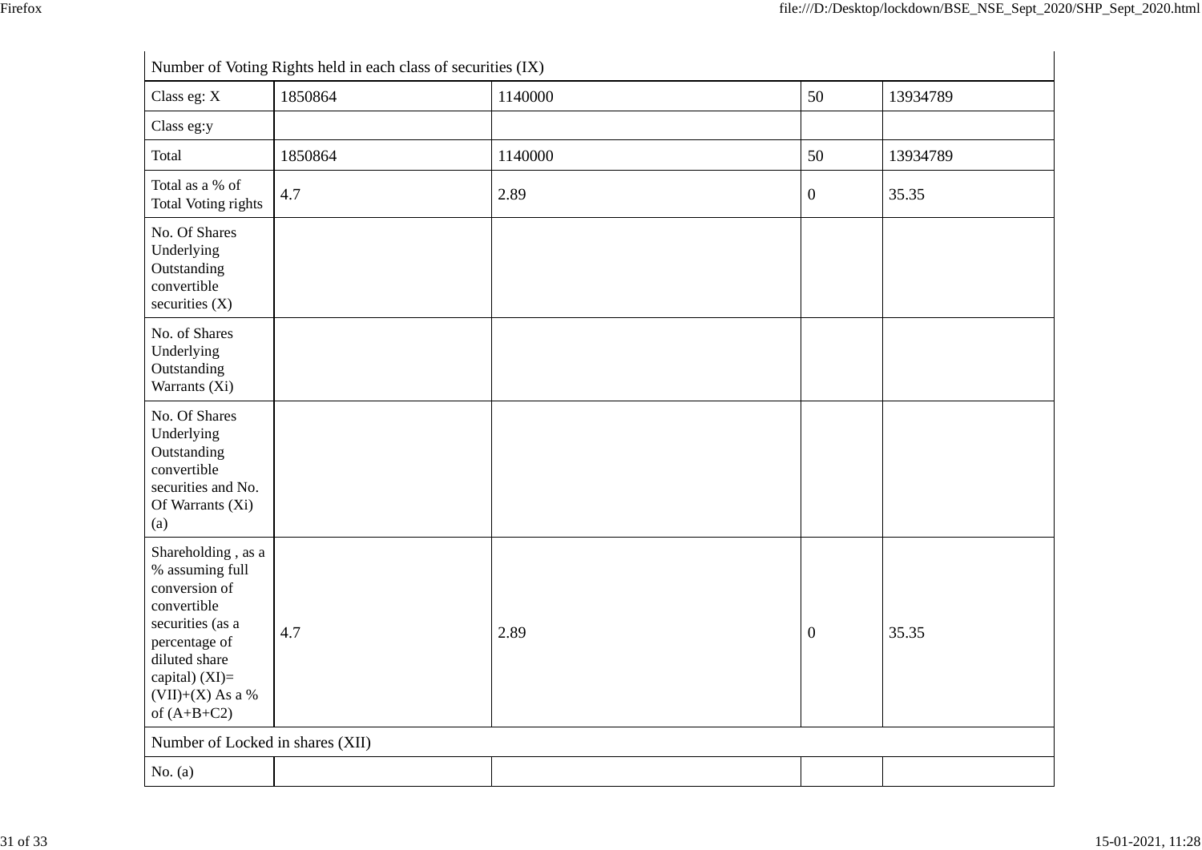| Number of Voting Rights held in each class of securities (IX) | | | | |
|---|---|---|---|---|
| Class eg: X | 1850864 | 1140000 | 50 | 13934789 |
| Class eg:y | | | | |
| Total | 1850864 | 1140000 | 50 | 13934789 |
| Total as a % of Total Voting rights | 4.7 | 2.89 | 0 | 35.35 |
| No. Of Shares Underlying Outstanding convertible securities (X) | | | | |
| No. of Shares Underlying Outstanding Warrants (Xi) | | | | |
| No. Of Shares Underlying Outstanding convertible securities and No. Of Warrants (Xi) (a) | | | | |
| Shareholding , as a % assuming full conversion of convertible securities (as a percentage of diluted share capital) (XI)= (VII)+(X) As a % of (A+B+C2) | 4.7 | 2.89 | 0 | 35.35 |
| Number of Locked in shares (XII) | | | | |
| No. (a) | | | | |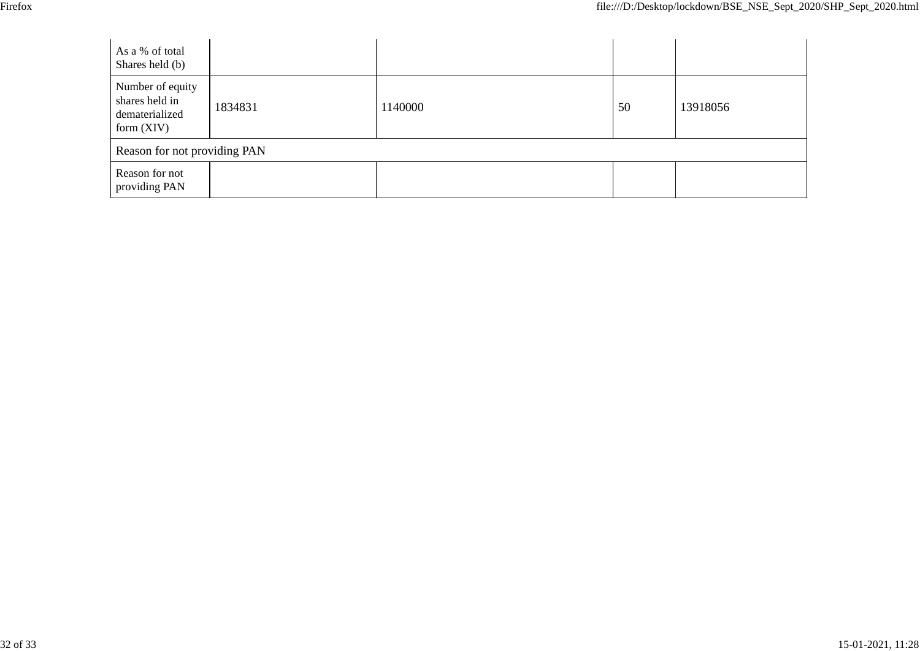| As a % of total Shares held (b) | | | | |
|---|---|---|---|---|
| Number of equity shares held in dematerialized form (XIV) | 1834831 | 1140000 | 50 | 13918056 |
| Reason for not providing PAN | | | | |
| Reason for not providing PAN | | | | |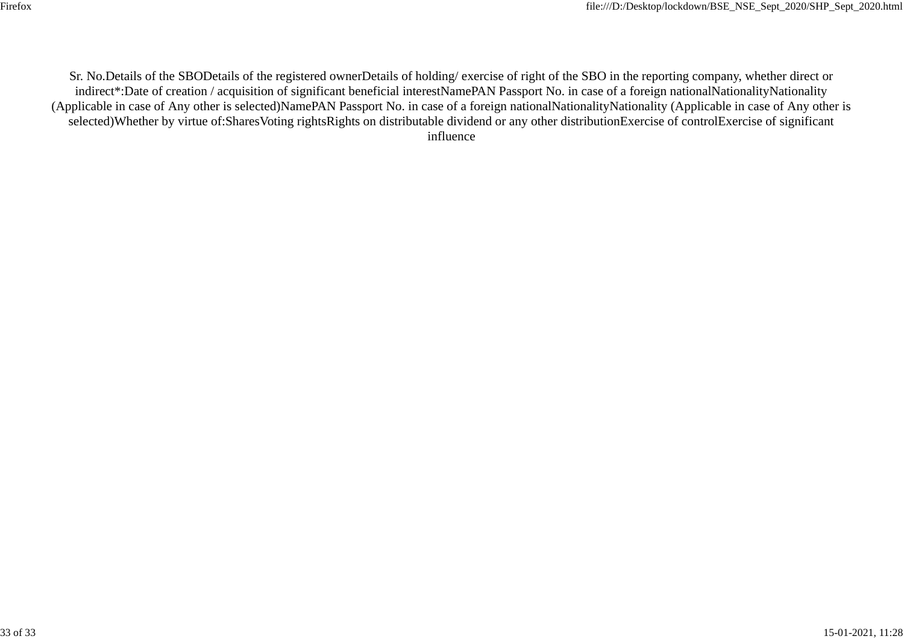Sr. No.Details of the SBODetails of the registered ownerDetails of holding/ exercise of right of the SBO in the reporting company, whether direct or indirect*:Date of creation / acquisition of significant beneficial interestNamePAN Passport No. in case of a foreign nationalNationalityNationality (Applicable in case of Any other is selected)NamePAN Passport No. in case of a foreign nationalNationalityNationality (Applicable in case of Any other is selected)Whether by virtue of:SharesVoting rightsRights on distributable dividend or any other distributionExercise of controlExercise of significant influence